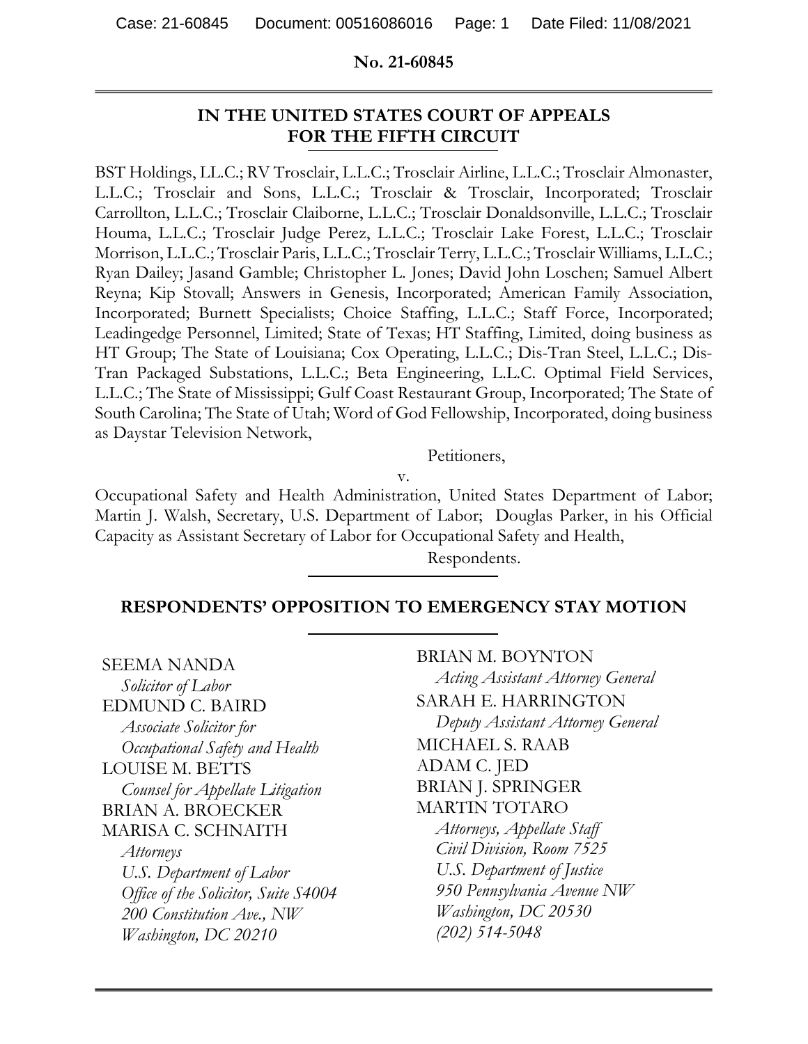**No. 21-60845**

---

## IN THE UNITED STATES COURT OF APPEALS FOR THE FIFTH CIRCUIT

BST Holdings, L.L.C.; RV Trosclair, L.L.C.; Trosclair Airline, L.L.C.; Trosclair Almonaster, L.L.C.; Trosclair and Sons, L.L.C.; Trosclair & Trosclair, Incorporated; Trosclair Carrollton, L.L.C.; Trosclair Claiborne, L.L.C.; Trosclair Donaldsonville, L.L.C.; Trosclair Houma, L.L.C.; Trosclair Judge Perez, L.L.C.; Trosclair Lake Forest, L.L.C.; Trosclair Morrison, L.L.C.; Trosclair Paris, L.L.C.; Trosclair Terry, L.L.C.; Trosclair Williams, L.L.C.; Ryan Dailey; Jasand Gamble; Christopher L. Jones; David John Loschen; Samuel Albert Reyna; Kip Stovall; Answers in Genesis, Incorporated; American Family Association, Incorporated; Burnett Specialists; Choice Staffing, L.L.C.; Staff Force, Incorporated; Leadingedge Personnel, Limited; State of Texas; HT Staffing, Limited, doing business as HT Group; The State of Louisiana; Cox Operating, L.L.C.; Dis-Tran Steel, L.L.C.; Dis-Tran Packaged Substations, L.L.C.; Beta Engineering, L.L.C. Optimal Field Services, L.L.C.; The State of Mississippi; Gulf Coast Restaurant Group, Incorporated; The State of South Carolina; The State of Utah; Word of God Fellowship, Incorporated, doing business as Daystar Television Network,

Petitioners,

v.

Occupational Safety and Health Administration, United States Department of Labor; Martin J. Walsh, Secretary, U.S. Department of Labor; Douglas Parker, in his Official Capacity as Assistant Secretary of Labor for Occupational Safety and Health,

Respondents.

---

## RESPONDENTS' OPPOSITION TO EMERGENCY STAY MOTION

---

SEEMA NANDA
*Solicitor of Labor*
EDMUND C. BAIRD
*Associate Solicitor for Occupational Safety and Health*
LOUISE M. BETTS
*Counsel for Appellate Litigation*
BRIAN A. BROECKER
MARISA C. SCHNAITH
*Attorneys*
*U.S. Department of Labor*
*Office of the Solicitor, Suite S4004*
*200 Constitution Ave., NW*
*Washington, DC 20210*

BRIAN M. BOYNTON
*Acting Assistant Attorney General*
SARAH E. HARRINGTON
*Deputy Assistant Attorney General*
MICHAEL S. RAAB
ADAM C. JED
BRIAN J. SPRINGER
MARTIN TOTARO
*Attorneys, Appellate Staff*
*Civil Division, Room 7525*
*U.S. Department of Justice*
*950 Pennsylvania Avenue NW*
*Washington, DC 20530*
*(202) 514-5048*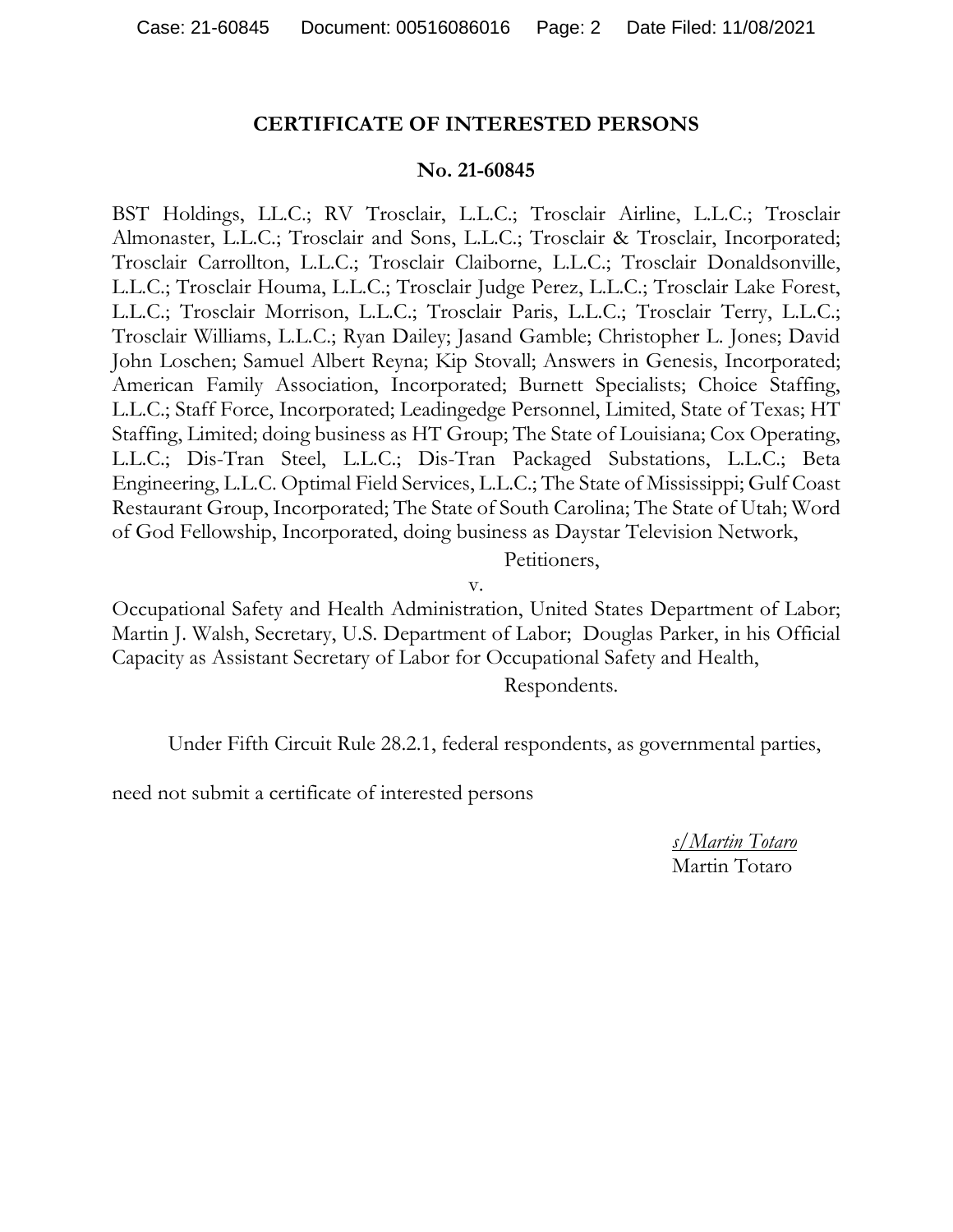## CERTIFICATE OF INTERESTED PERSONS

### No. 21-60845

BST Holdings, LL.C.; RV Trosclair, L.L.C.; Trosclair Airline, L.L.C.; Trosclair Almonaster, L.L.C.; Trosclair and Sons, L.L.C.; Trosclair & Trosclair, Incorporated; Trosclair Carrollton, L.L.C.; Trosclair Claiborne, L.L.C.; Trosclair Donaldsonville, L.L.C.; Trosclair Houma, L.L.C.; Trosclair Judge Perez, L.L.C.; Trosclair Lake Forest, L.L.C.; Trosclair Morrison, L.L.C.; Trosclair Paris, L.L.C.; Trosclair Terry, L.L.C.; Trosclair Williams, L.L.C.; Ryan Dailey; Jasand Gamble; Christopher L. Jones; David John Loschen; Samuel Albert Reyna; Kip Stovall; Answers in Genesis, Incorporated; American Family Association, Incorporated; Burnett Specialists; Choice Staffing, L.L.C.; Staff Force, Incorporated; Leadingedge Personnel, Limited, State of Texas; HT Staffing, Limited; doing business as HT Group; The State of Louisiana; Cox Operating, L.L.C.; Dis-Tran Steel, L.L.C.; Dis-Tran Packaged Substations, L.L.C.; Beta Engineering, L.L.C. Optimal Field Services, L.L.C.; The State of Mississippi; Gulf Coast Restaurant Group, Incorporated; The State of South Carolina; The State of Utah; Word of God Fellowship, Incorporated, doing business as Daystar Television Network,

Petitioners,

v.

Occupational Safety and Health Administration, United States Department of Labor; Martin J. Walsh, Secretary, U.S. Department of Labor; Douglas Parker, in his Official Capacity as Assistant Secretary of Labor for Occupational Safety and Health,

Respondents.

Under Fifth Circuit Rule 28.2.1, federal respondents, as governmental parties, need not submit a certificate of interested persons

s/Martin Totaro
Martin Totaro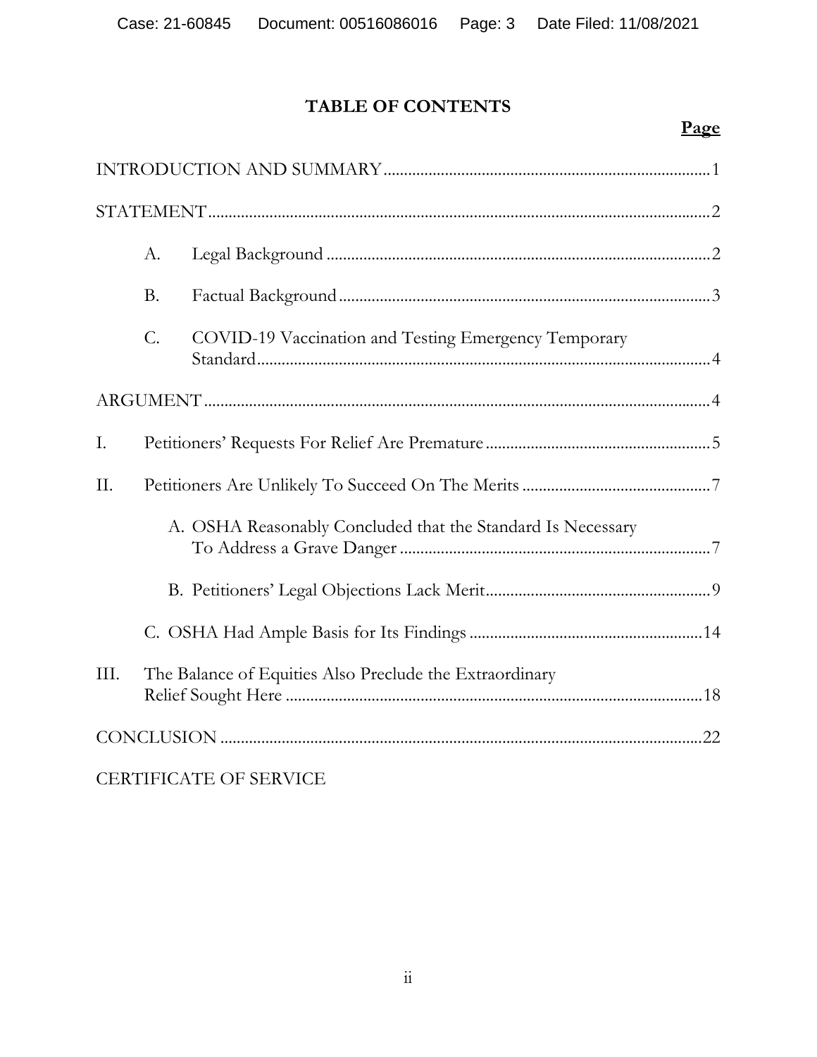# TABLE OF CONTENTS

| | Page |
|---|---|
| INTRODUCTION AND SUMMARY | 1 |
| STATEMENT | 2 |
| A. Legal Background | 2 |
| B. Factual Background | 3 |
| C. COVID-19 Vaccination and Testing Emergency Temporary Standard | 4 |
| ARGUMENT | 4 |
| I. Petitioners' Requests For Relief Are Premature | 5 |
| II. Petitioners Are Unlikely To Succeed On The Merits | 7 |
| A. OSHA Reasonably Concluded that the Standard Is Necessary To Address a Grave Danger | 7 |
| B. Petitioners' Legal Objections Lack Merit | 9 |
| C. OSHA Had Ample Basis for Its Findings | 14 |
| III. The Balance of Equities Also Preclude the Extraordinary Relief Sought Here | 18 |
| CONCLUSION | 22 |
| CERTIFICATE OF SERVICE | |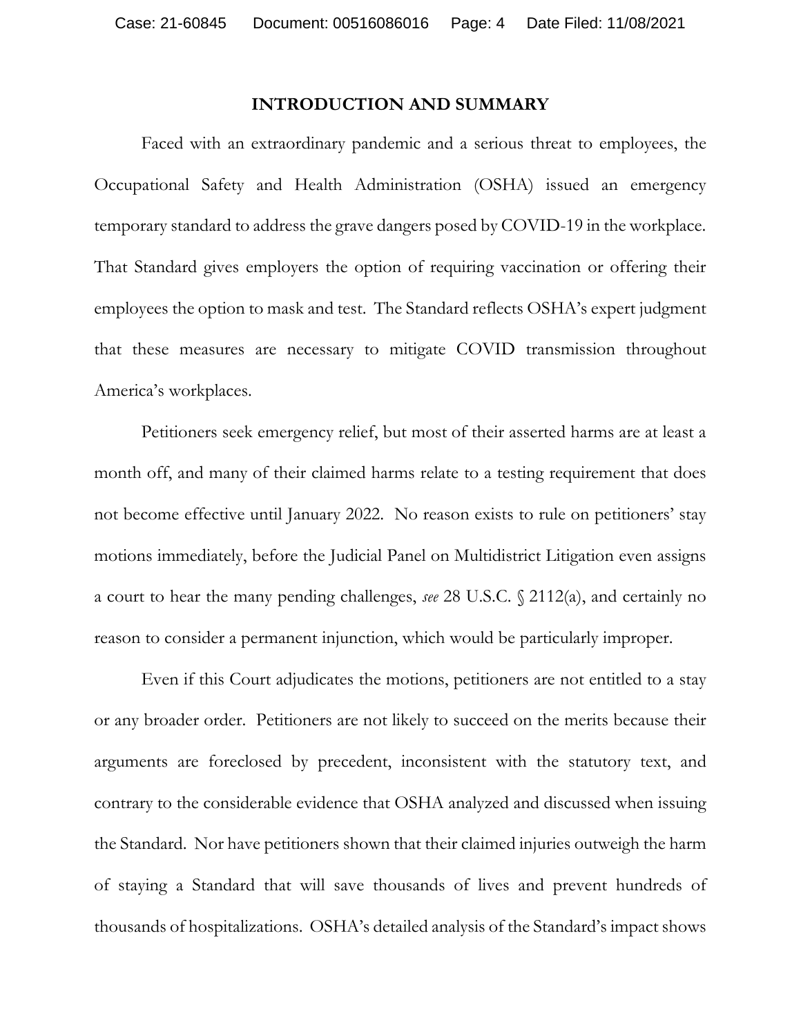## INTRODUCTION AND SUMMARY

Faced with an extraordinary pandemic and a serious threat to employees, the Occupational Safety and Health Administration (OSHA) issued an emergency temporary standard to address the grave dangers posed by COVID-19 in the workplace. That Standard gives employers the option of requiring vaccination or offering their employees the option to mask and test. The Standard reflects OSHA's expert judgment that these measures are necessary to mitigate COVID transmission throughout America's workplaces.

Petitioners seek emergency relief, but most of their asserted harms are at least a month off, and many of their claimed harms relate to a testing requirement that does not become effective until January 2022. No reason exists to rule on petitioners' stay motions immediately, before the Judicial Panel on Multidistrict Litigation even assigns a court to hear the many pending challenges, *see* 28 U.S.C. § 2112(a), and certainly no reason to consider a permanent injunction, which would be particularly improper.

Even if this Court adjudicates the motions, petitioners are not entitled to a stay or any broader order. Petitioners are not likely to succeed on the merits because their arguments are foreclosed by precedent, inconsistent with the statutory text, and contrary to the considerable evidence that OSHA analyzed and discussed when issuing the Standard. Nor have petitioners shown that their claimed injuries outweigh the harm of staying a Standard that will save thousands of lives and prevent hundreds of thousands of hospitalizations. OSHA's detailed analysis of the Standard's impact shows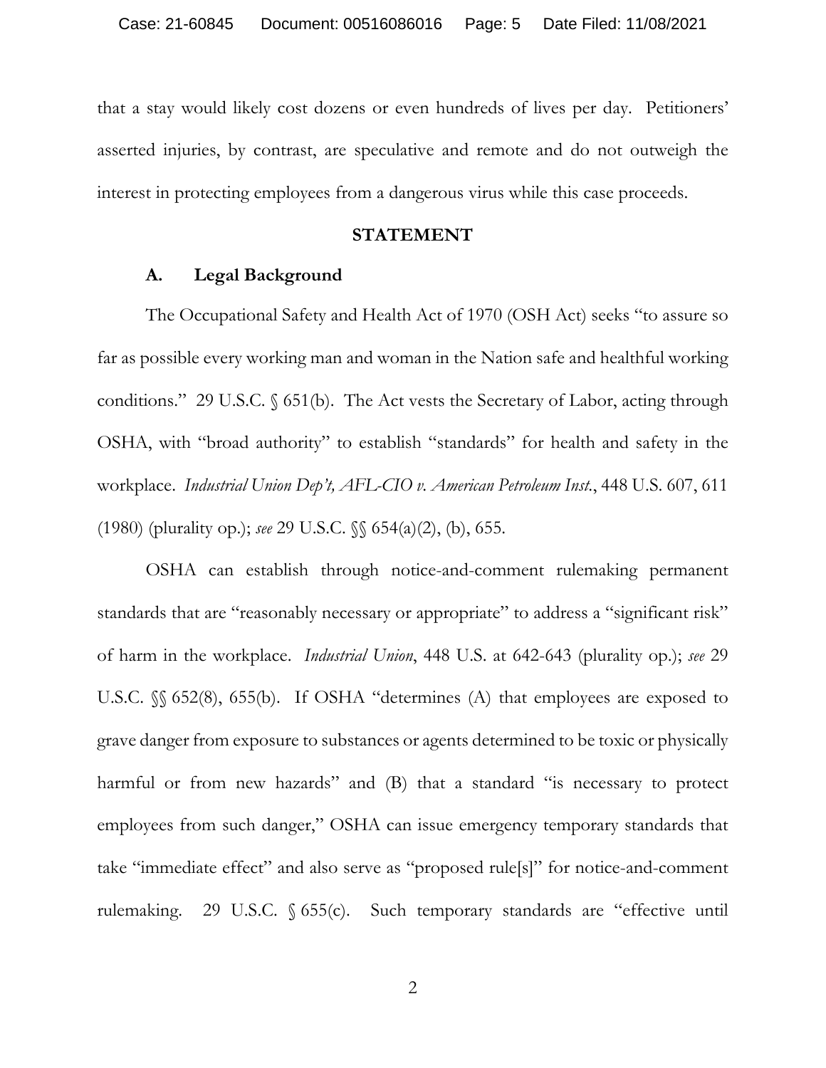that a stay would likely cost dozens or even hundreds of lives per day. Petitioners' asserted injuries, by contrast, are speculative and remote and do not outweigh the interest in protecting employees from a dangerous virus while this case proceeds.

## STATEMENT

### A. Legal Background

The Occupational Safety and Health Act of 1970 (OSH Act) seeks "to assure so far as possible every working man and woman in the Nation safe and healthful working conditions." 29 U.S.C. § 651(b). The Act vests the Secretary of Labor, acting through OSHA, with "broad authority" to establish "standards" for health and safety in the workplace. *Industrial Union Dep't, AFL-CIO v. American Petroleum Inst.*, 448 U.S. 607, 611 (1980) (plurality op.); *see* 29 U.S.C. §§ 654(a)(2), (b), 655.

OSHA can establish through notice-and-comment rulemaking permanent standards that are "reasonably necessary or appropriate" to address a "significant risk" of harm in the workplace. *Industrial Union*, 448 U.S. at 642-643 (plurality op.); *see* 29 U.S.C. §§ 652(8), 655(b). If OSHA "determines (A) that employees are exposed to grave danger from exposure to substances or agents determined to be toxic or physically harmful or from new hazards" and (B) that a standard "is necessary to protect employees from such danger," OSHA can issue emergency temporary standards that take "immediate effect" and also serve as "proposed rule[s]" for notice-and-comment rulemaking. 29 U.S.C. § 655(c). Such temporary standards are "effective until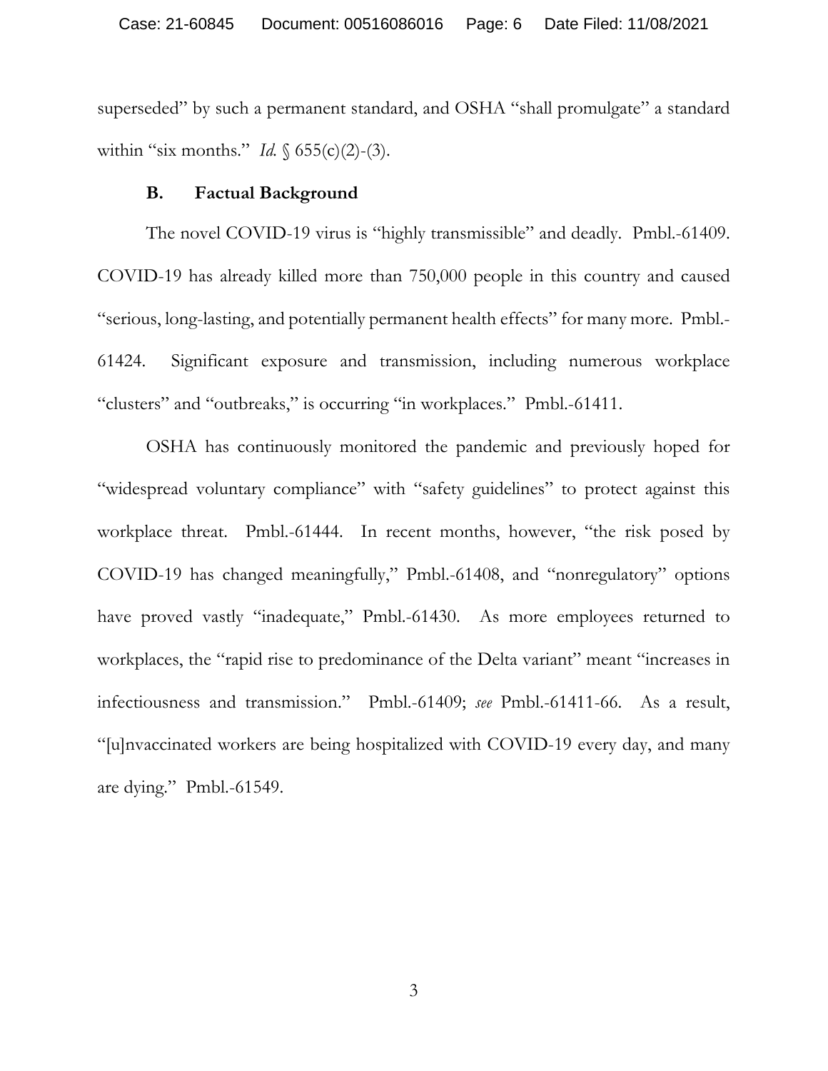superseded" by such a permanent standard, and OSHA "shall promulgate" a standard within "six months." *Id.* § 655(c)(2)-(3).

### B. Factual Background

The novel COVID-19 virus is "highly transmissible" and deadly. Pmbl.-61409. COVID-19 has already killed more than 750,000 people in this country and caused "serious, long-lasting, and potentially permanent health effects" for many more. Pmbl.-61424. Significant exposure and transmission, including numerous workplace "clusters" and "outbreaks," is occurring "in workplaces." Pmbl.-61411.

OSHA has continuously monitored the pandemic and previously hoped for "widespread voluntary compliance" with "safety guidelines" to protect against this workplace threat. Pmbl.-61444. In recent months, however, "the risk posed by COVID-19 has changed meaningfully," Pmbl.-61408, and "nonregulatory" options have proved vastly "inadequate," Pmbl.-61430. As more employees returned to workplaces, the "rapid rise to predominance of the Delta variant" meant "increases in infectiousness and transmission." Pmbl.-61409; *see* Pmbl.-61411-66. As a result, "[u]nvaccinated workers are being hospitalized with COVID-19 every day, and many are dying." Pmbl.-61549.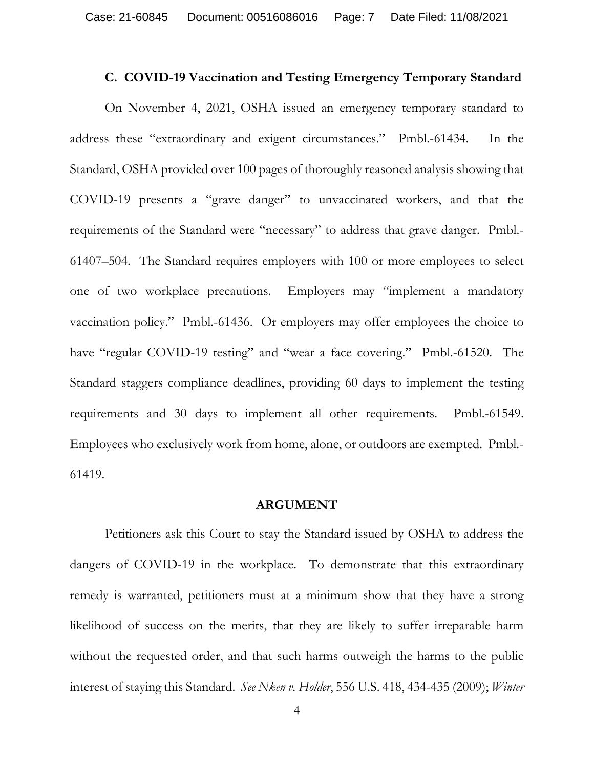### C. COVID-19 Vaccination and Testing Emergency Temporary Standard

On November 4, 2021, OSHA issued an emergency temporary standard to address these "extraordinary and exigent circumstances." Pmbl.-61434. In the Standard, OSHA provided over 100 pages of thoroughly reasoned analysis showing that COVID-19 presents a "grave danger" to unvaccinated workers, and that the requirements of the Standard were "necessary" to address that grave danger. Pmbl.-61407–504. The Standard requires employers with 100 or more employees to select one of two workplace precautions. Employers may "implement a mandatory vaccination policy." Pmbl.-61436. Or employers may offer employees the choice to have "regular COVID-19 testing" and "wear a face covering." Pmbl.-61520. The Standard staggers compliance deadlines, providing 60 days to implement the testing requirements and 30 days to implement all other requirements. Pmbl.-61549. Employees who exclusively work from home, alone, or outdoors are exempted. Pmbl.-61419.

## ARGUMENT

Petitioners ask this Court to stay the Standard issued by OSHA to address the dangers of COVID-19 in the workplace. To demonstrate that this extraordinary remedy is warranted, petitioners must at a minimum show that they have a strong likelihood of success on the merits, that they are likely to suffer irreparable harm without the requested order, and that such harms outweigh the harms to the public interest of staying this Standard. *See Nken v. Holder*, 556 U.S. 418, 434-435 (2009); *Winter*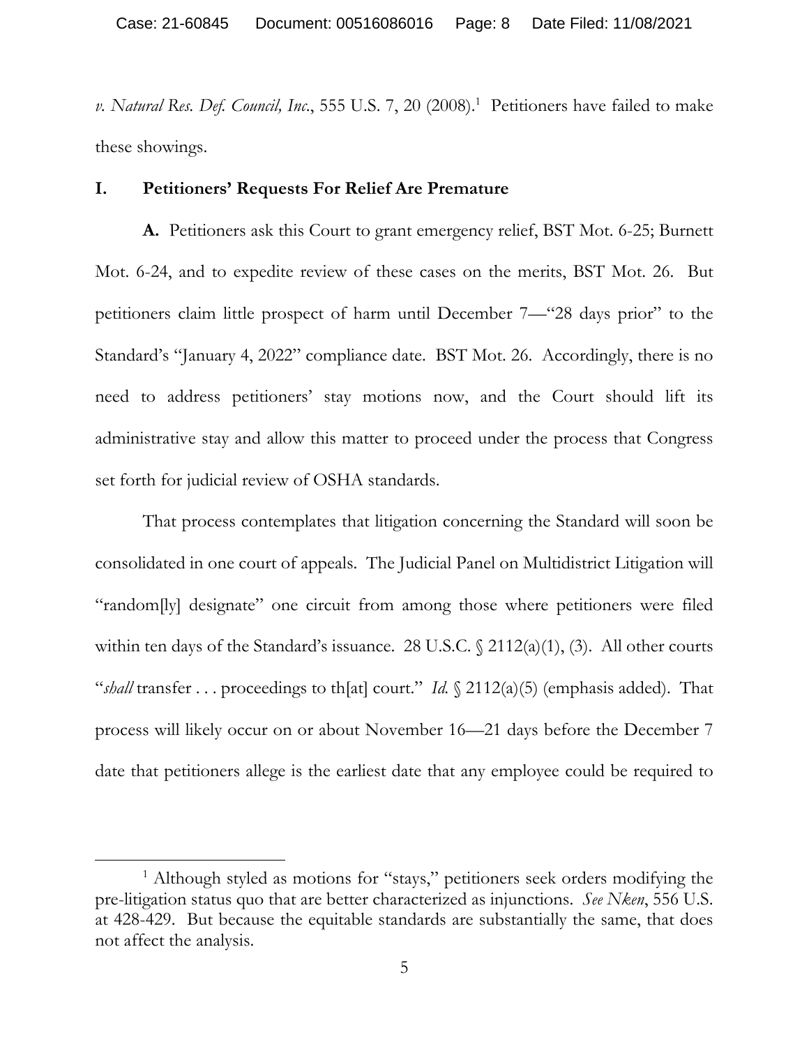*v. Natural Res. Def. Council, Inc.*, 555 U.S. 7, 20 (2008).[1] Petitioners have failed to make these showings.

## I. Petitioners' Requests For Relief Are Premature

**A.** Petitioners ask this Court to grant emergency relief, BST Mot. 6-25; Burnett Mot. 6-24, and to expedite review of these cases on the merits, BST Mot. 26. But petitioners claim little prospect of harm until December 7—"28 days prior" to the Standard's "January 4, 2022" compliance date. BST Mot. 26. Accordingly, there is no need to address petitioners' stay motions now, and the Court should lift its administrative stay and allow this matter to proceed under the process that Congress set forth for judicial review of OSHA standards.

That process contemplates that litigation concerning the Standard will soon be consolidated in one court of appeals. The Judicial Panel on Multidistrict Litigation will "random[ly] designate" one circuit from among those where petitioners were filed within ten days of the Standard's issuance. 28 U.S.C. § 2112(a)(1), (3). All other courts "*shall* transfer . . . proceedings to th[at] court." *Id.* § 2112(a)(5) (emphasis added). That process will likely occur on or about November 16—21 days before the December 7 date that petitioners allege is the earliest date that any employee could be required to

---

[1] Although styled as motions for "stays," petitioners seek orders modifying the pre-litigation status quo that are better characterized as injunctions. *See Nken*, 556 U.S. at 428-429. But because the equitable standards are substantially the same, that does not affect the analysis.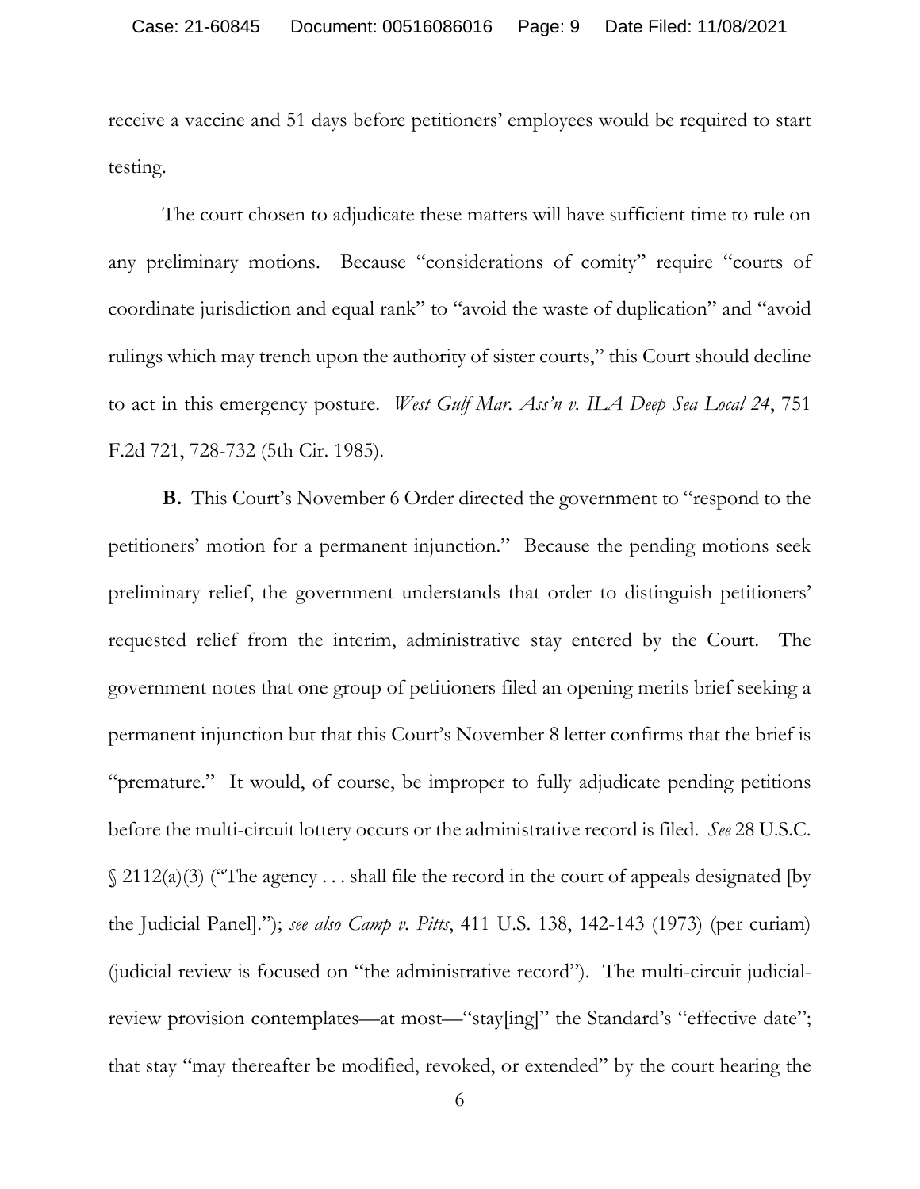receive a vaccine and 51 days before petitioners' employees would be required to start testing.

The court chosen to adjudicate these matters will have sufficient time to rule on any preliminary motions. Because "considerations of comity" require "courts of coordinate jurisdiction and equal rank" to "avoid the waste of duplication" and "avoid rulings which may trench upon the authority of sister courts," this Court should decline to act in this emergency posture. *West Gulf Mar. Ass'n v. ILA Deep Sea Local 24*, 751 F.2d 721, 728-732 (5th Cir. 1985).

**B.** This Court's November 6 Order directed the government to "respond to the petitioners' motion for a permanent injunction." Because the pending motions seek preliminary relief, the government understands that order to distinguish petitioners' requested relief from the interim, administrative stay entered by the Court. The government notes that one group of petitioners filed an opening merits brief seeking a permanent injunction but that this Court's November 8 letter confirms that the brief is "premature." It would, of course, be improper to fully adjudicate pending petitions before the multi-circuit lottery occurs or the administrative record is filed. *See* 28 U.S.C. § 2112(a)(3) ("The agency . . . shall file the record in the court of appeals designated [by the Judicial Panel]."); *see also Camp v. Pitts*, 411 U.S. 138, 142-143 (1973) (per curiam) (judicial review is focused on "the administrative record"). The multi-circuit judicial-review provision contemplates—at most—"stay[ing]" the Standard's "effective date"; that stay "may thereafter be modified, revoked, or extended" by the court hearing the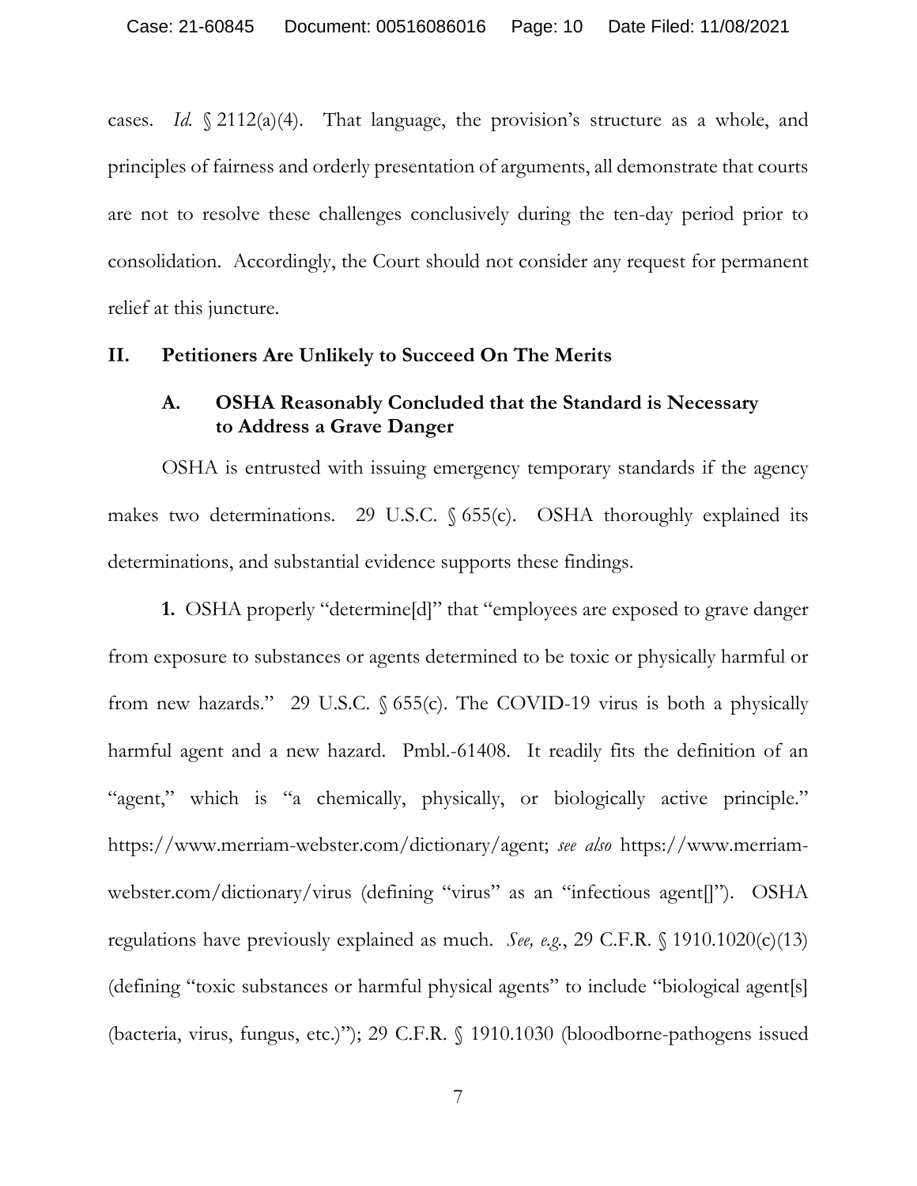cases. *Id.* § 2112(a)(4). That language, the provision's structure as a whole, and principles of fairness and orderly presentation of arguments, all demonstrate that courts are not to resolve these challenges conclusively during the ten-day period prior to consolidation. Accordingly, the Court should not consider any request for permanent relief at this juncture.

## II. Petitioners Are Unlikely to Succeed On The Merits

### A. OSHA Reasonably Concluded that the Standard is Necessary to Address a Grave Danger

OSHA is entrusted with issuing emergency temporary standards if the agency makes two determinations. 29 U.S.C. § 655(c). OSHA thoroughly explained its determinations, and substantial evidence supports these findings.

**1.** OSHA properly "determine[d]" that "employees are exposed to grave danger from exposure to substances or agents determined to be toxic or physically harmful or from new hazards." 29 U.S.C. § 655(c). The COVID-19 virus is both a physically harmful agent and a new hazard. Pmbl.-61408. It readily fits the definition of an "agent," which is "a chemically, physically, or biologically active principle." https://www.merriam-webster.com/dictionary/agent; *see also* https://www.merriam-webster.com/dictionary/virus (defining "virus" as an "infectious agent[]"). OSHA regulations have previously explained as much. *See, e.g.*, 29 C.F.R. § 1910.1020(c)(13) (defining "toxic substances or harmful physical agents" to include "biological agent[s] (bacteria, virus, fungus, etc.)"); 29 C.F.R. § 1910.1030 (bloodborne-pathogens issued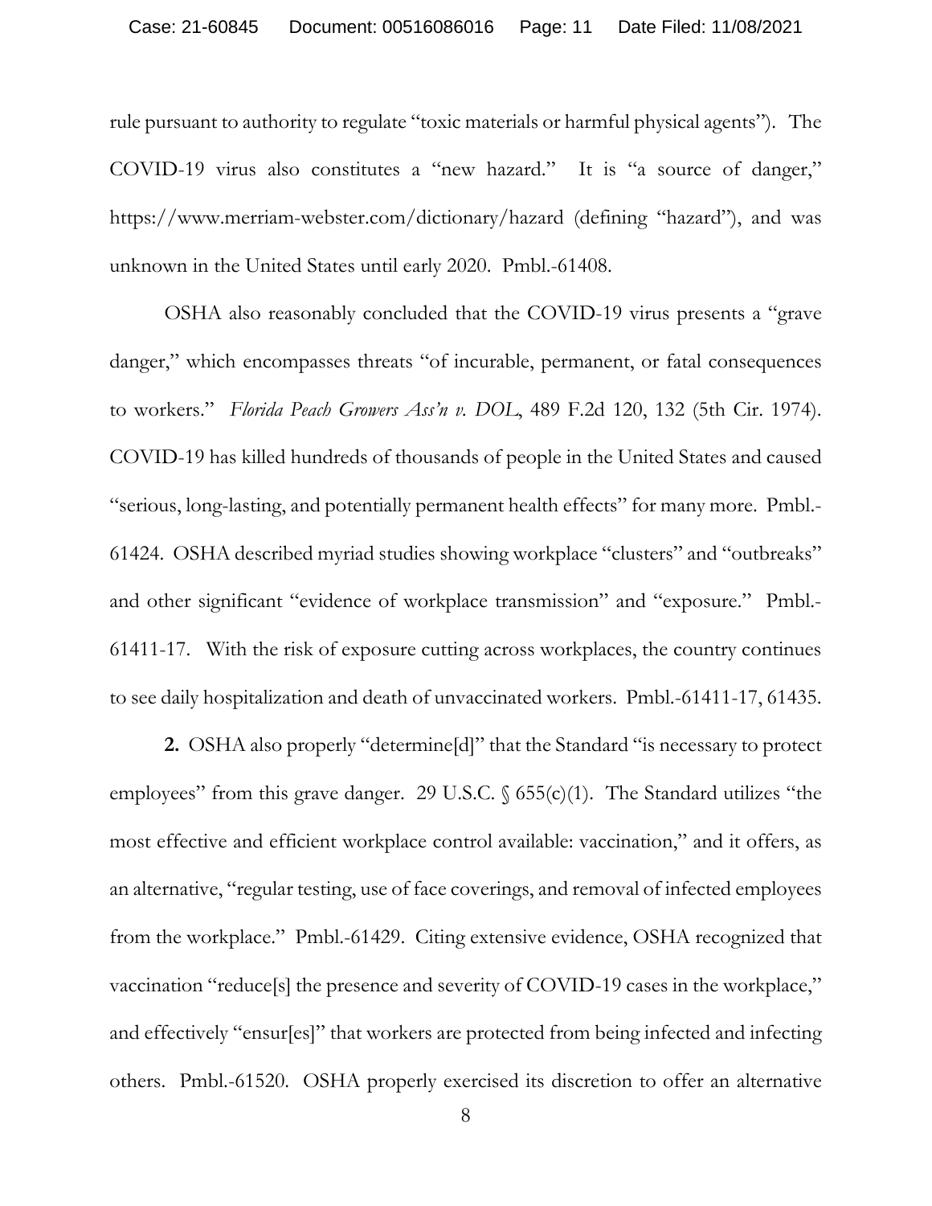rule pursuant to authority to regulate "toxic materials or harmful physical agents"). The COVID-19 virus also constitutes a "new hazard." It is "a source of danger," https://www.merriam-webster.com/dictionary/hazard (defining "hazard"), and was unknown in the United States until early 2020. Pmbl.-61408.

OSHA also reasonably concluded that the COVID-19 virus presents a "grave danger," which encompasses threats "of incurable, permanent, or fatal consequences to workers." *Florida Peach Growers Ass'n v. DOL*, 489 F.2d 120, 132 (5th Cir. 1974). COVID-19 has killed hundreds of thousands of people in the United States and caused "serious, long-lasting, and potentially permanent health effects" for many more. Pmbl.-61424. OSHA described myriad studies showing workplace "clusters" and "outbreaks" and other significant "evidence of workplace transmission" and "exposure." Pmbl.-61411-17. With the risk of exposure cutting across workplaces, the country continues to see daily hospitalization and death of unvaccinated workers. Pmbl.-61411-17, 61435.

**2.** OSHA also properly "determine[d]" that the Standard "is necessary to protect employees" from this grave danger. 29 U.S.C. § 655(c)(1). The Standard utilizes "the most effective and efficient workplace control available: vaccination," and it offers, as an alternative, "regular testing, use of face coverings, and removal of infected employees from the workplace." Pmbl.-61429. Citing extensive evidence, OSHA recognized that vaccination "reduce[s] the presence and severity of COVID-19 cases in the workplace," and effectively "ensur[es]" that workers are protected from being infected and infecting others. Pmbl.-61520. OSHA properly exercised its discretion to offer an alternative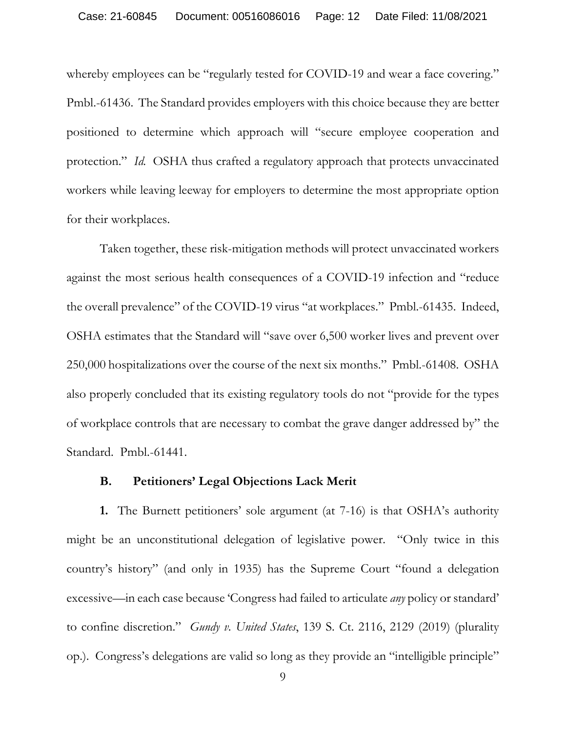whereby employees can be "regularly tested for COVID-19 and wear a face covering." Pmbl.-61436. The Standard provides employers with this choice because they are better positioned to determine which approach will "secure employee cooperation and protection." *Id.* OSHA thus crafted a regulatory approach that protects unvaccinated workers while leaving leeway for employers to determine the most appropriate option for their workplaces.

Taken together, these risk-mitigation methods will protect unvaccinated workers against the most serious health consequences of a COVID-19 infection and "reduce the overall prevalence" of the COVID-19 virus "at workplaces." Pmbl.-61435. Indeed, OSHA estimates that the Standard will "save over 6,500 worker lives and prevent over 250,000 hospitalizations over the course of the next six months." Pmbl.-61408. OSHA also properly concluded that its existing regulatory tools do not "provide for the types of workplace controls that are necessary to combat the grave danger addressed by" the Standard. Pmbl.-61441.

### B. Petitioners' Legal Objections Lack Merit

**1.** The Burnett petitioners' sole argument (at 7-16) is that OSHA's authority might be an unconstitutional delegation of legislative power. "Only twice in this country's history" (and only in 1935) has the Supreme Court "found a delegation excessive—in each case because 'Congress had failed to articulate *any* policy or standard' to confine discretion." *Gundy v. United States*, 139 S. Ct. 2116, 2129 (2019) (plurality op.). Congress's delegations are valid so long as they provide an "intelligible principle"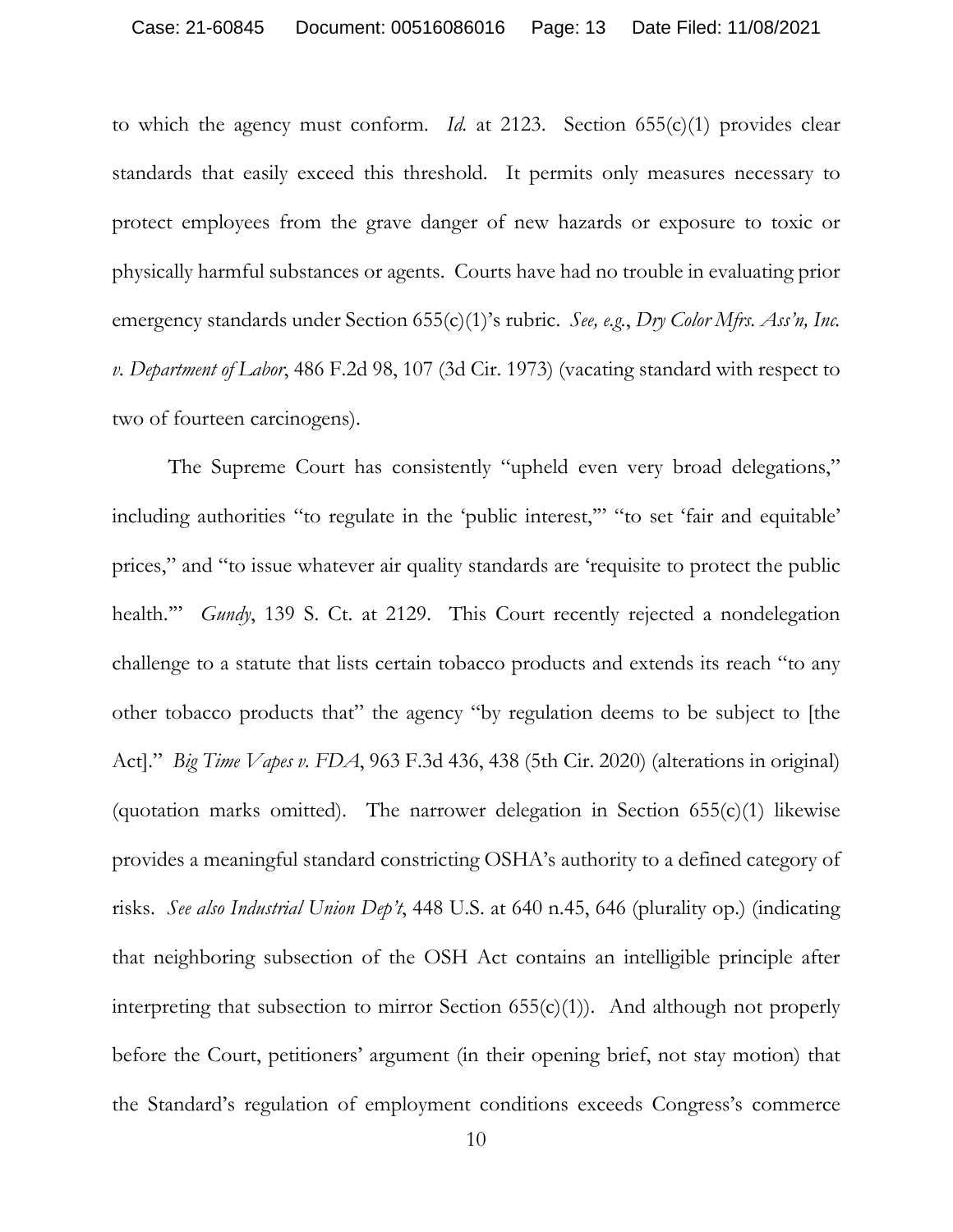to which the agency must conform. *Id.* at 2123. Section 655(c)(1) provides clear standards that easily exceed this threshold. It permits only measures necessary to protect employees from the grave danger of new hazards or exposure to toxic or physically harmful substances or agents. Courts have had no trouble in evaluating prior emergency standards under Section 655(c)(1)'s rubric. *See, e.g.*, *Dry Color Mfrs. Ass'n, Inc. v. Department of Labor*, 486 F.2d 98, 107 (3d Cir. 1973) (vacating standard with respect to two of fourteen carcinogens).

The Supreme Court has consistently "upheld even very broad delegations," including authorities "to regulate in the 'public interest,'" "to set 'fair and equitable' prices," and "to issue whatever air quality standards are 'requisite to protect the public health.'" *Gundy*, 139 S. Ct. at 2129. This Court recently rejected a nondelegation challenge to a statute that lists certain tobacco products and extends its reach "to any other tobacco products that" the agency "by regulation deems to be subject to [the Act]." *Big Time Vapes v. FDA*, 963 F.3d 436, 438 (5th Cir. 2020) (alterations in original) (quotation marks omitted). The narrower delegation in Section 655(c)(1) likewise provides a meaningful standard constricting OSHA's authority to a defined category of risks. *See also Industrial Union Dep't*, 448 U.S. at 640 n.45, 646 (plurality op.) (indicating that neighboring subsection of the OSH Act contains an intelligible principle after interpreting that subsection to mirror Section 655(c)(1)). And although not properly before the Court, petitioners' argument (in their opening brief, not stay motion) that the Standard's regulation of employment conditions exceeds Congress's commerce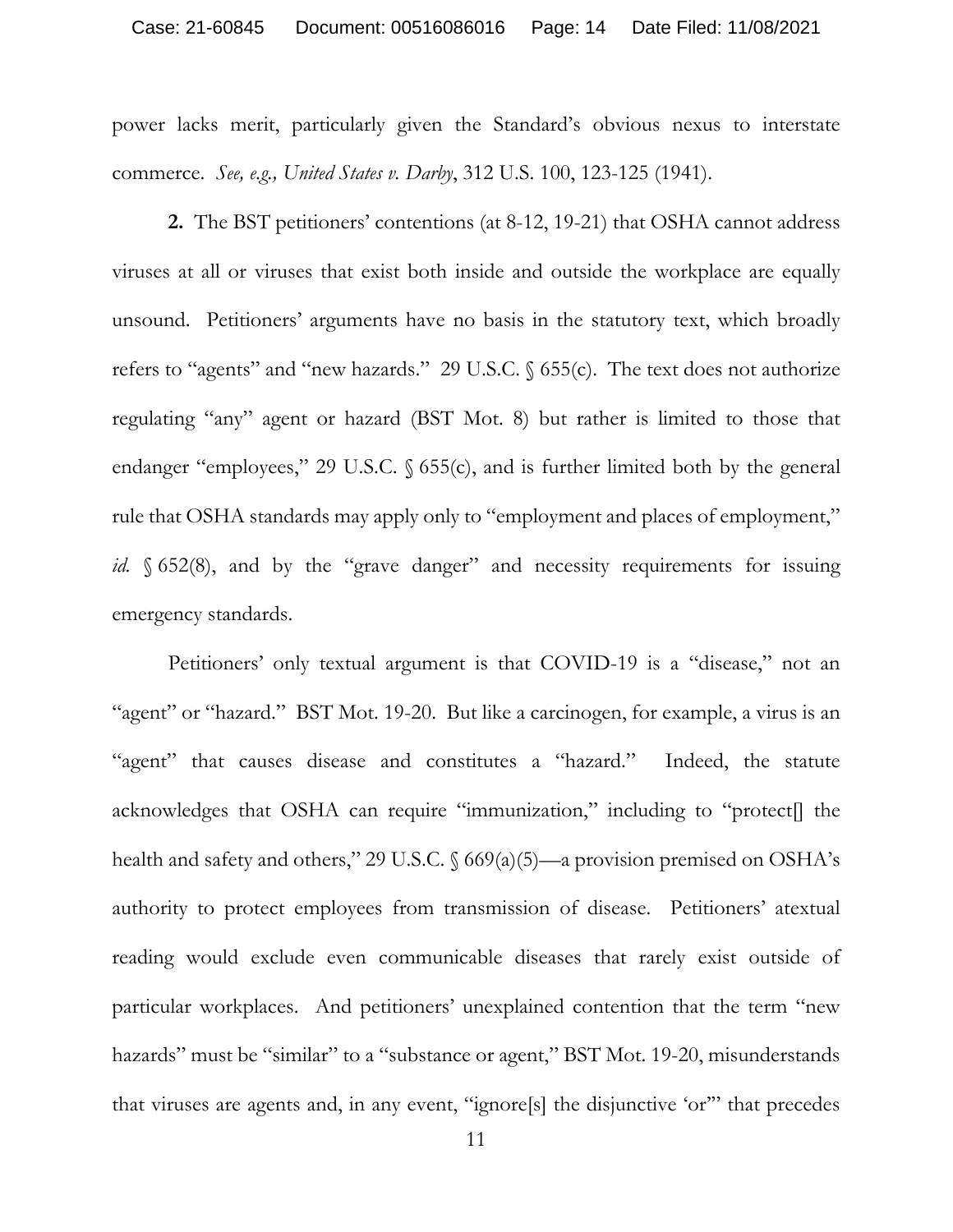power lacks merit, particularly given the Standard's obvious nexus to interstate commerce. *See, e.g., United States v. Darby*, 312 U.S. 100, 123-125 (1941).

**2.** The BST petitioners' contentions (at 8-12, 19-21) that OSHA cannot address viruses at all or viruses that exist both inside and outside the workplace are equally unsound. Petitioners' arguments have no basis in the statutory text, which broadly refers to "agents" and "new hazards." 29 U.S.C. § 655(c). The text does not authorize regulating "any" agent or hazard (BST Mot. 8) but rather is limited to those that endanger "employees," 29 U.S.C. § 655(c), and is further limited both by the general rule that OSHA standards may apply only to "employment and places of employment," *id.* § 652(8), and by the "grave danger" and necessity requirements for issuing emergency standards.

Petitioners' only textual argument is that COVID-19 is a "disease," not an "agent" or "hazard." BST Mot. 19-20. But like a carcinogen, for example, a virus is an "agent" that causes disease and constitutes a "hazard." Indeed, the statute acknowledges that OSHA can require "immunization," including to "protect[] the health and safety and others," 29 U.S.C. § 669(a)(5)—a provision premised on OSHA's authority to protect employees from transmission of disease. Petitioners' atextual reading would exclude even communicable diseases that rarely exist outside of particular workplaces. And petitioners' unexplained contention that the term "new hazards" must be "similar" to a "substance or agent," BST Mot. 19-20, misunderstands that viruses are agents and, in any event, "ignore[s] the disjunctive 'or'" that precedes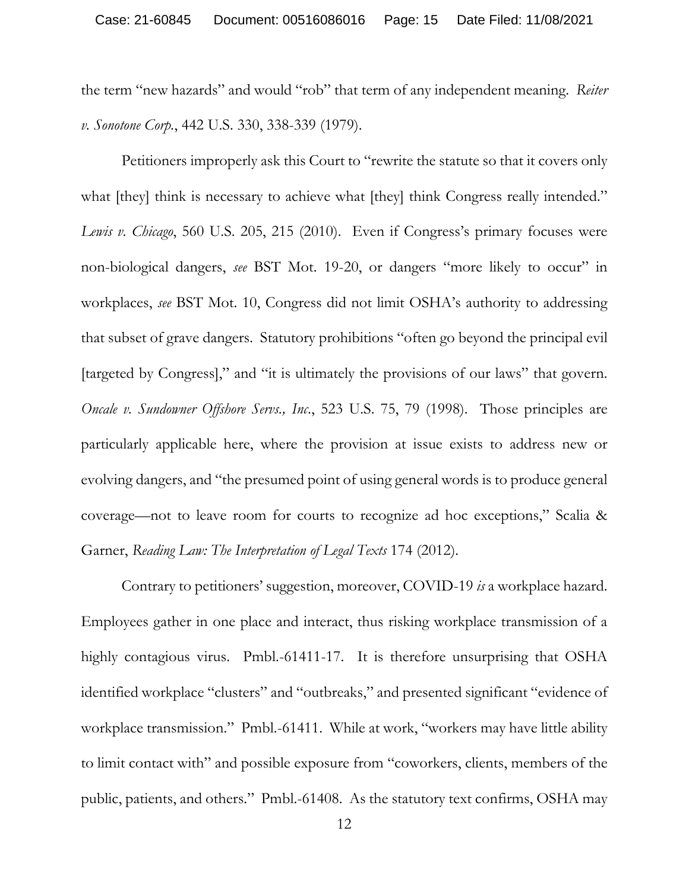the term "new hazards" and would "rob" that term of any independent meaning. *Reiter v. Sonotone Corp.*, 442 U.S. 330, 338-339 (1979).

Petitioners improperly ask this Court to "rewrite the statute so that it covers only what [they] think is necessary to achieve what [they] think Congress really intended." *Lewis v. Chicago*, 560 U.S. 205, 215 (2010). Even if Congress's primary focuses were non-biological dangers, *see* BST Mot. 19-20, or dangers "more likely to occur" in workplaces, *see* BST Mot. 10, Congress did not limit OSHA's authority to addressing that subset of grave dangers. Statutory prohibitions "often go beyond the principal evil [targeted by Congress]," and "it is ultimately the provisions of our laws" that govern. *Oncale v. Sundowner Offshore Servs., Inc.*, 523 U.S. 75, 79 (1998). Those principles are particularly applicable here, where the provision at issue exists to address new or evolving dangers, and "the presumed point of using general words is to produce general coverage—not to leave room for courts to recognize ad hoc exceptions," Scalia & Garner, *Reading Law: The Interpretation of Legal Texts* 174 (2012).

Contrary to petitioners' suggestion, moreover, COVID-19 *is* a workplace hazard. Employees gather in one place and interact, thus risking workplace transmission of a highly contagious virus. Pmbl.-61411-17. It is therefore unsurprising that OSHA identified workplace "clusters" and "outbreaks," and presented significant "evidence of workplace transmission." Pmbl.-61411. While at work, "workers may have little ability to limit contact with" and possible exposure from "coworkers, clients, members of the public, patients, and others." Pmbl.-61408. As the statutory text confirms, OSHA may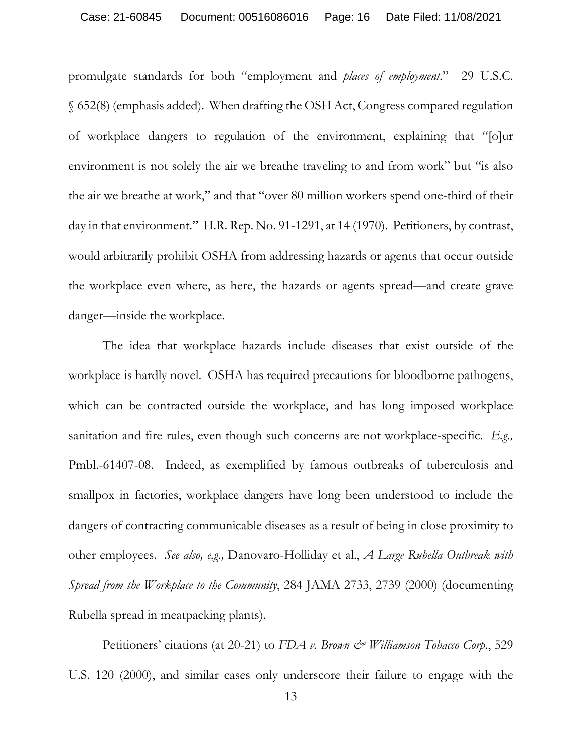promulgate standards for both "employment and *places of employment*." 29 U.S.C. § 652(8) (emphasis added). When drafting the OSH Act, Congress compared regulation of workplace dangers to regulation of the environment, explaining that "[o]ur environment is not solely the air we breathe traveling to and from work" but "is also the air we breathe at work," and that "over 80 million workers spend one-third of their day in that environment." H.R. Rep. No. 91-1291, at 14 (1970). Petitioners, by contrast, would arbitrarily prohibit OSHA from addressing hazards or agents that occur outside the workplace even where, as here, the hazards or agents spread—and create grave danger—inside the workplace.

The idea that workplace hazards include diseases that exist outside of the workplace is hardly novel. OSHA has required precautions for bloodborne pathogens, which can be contracted outside the workplace, and has long imposed workplace sanitation and fire rules, even though such concerns are not workplace-specific. *E.g.,* Pmbl.-61407-08. Indeed, as exemplified by famous outbreaks of tuberculosis and smallpox in factories, workplace dangers have long been understood to include the dangers of contracting communicable diseases as a result of being in close proximity to other employees. *See also, e.g.,* Danovaro-Holliday et al., *A Large Rubella Outbreak with Spread from the Workplace to the Community*, 284 JAMA 2733, 2739 (2000) (documenting Rubella spread in meatpacking plants).

Petitioners' citations (at 20-21) to *FDA v. Brown & Williamson Tobacco Corp.*, 529 U.S. 120 (2000), and similar cases only underscore their failure to engage with the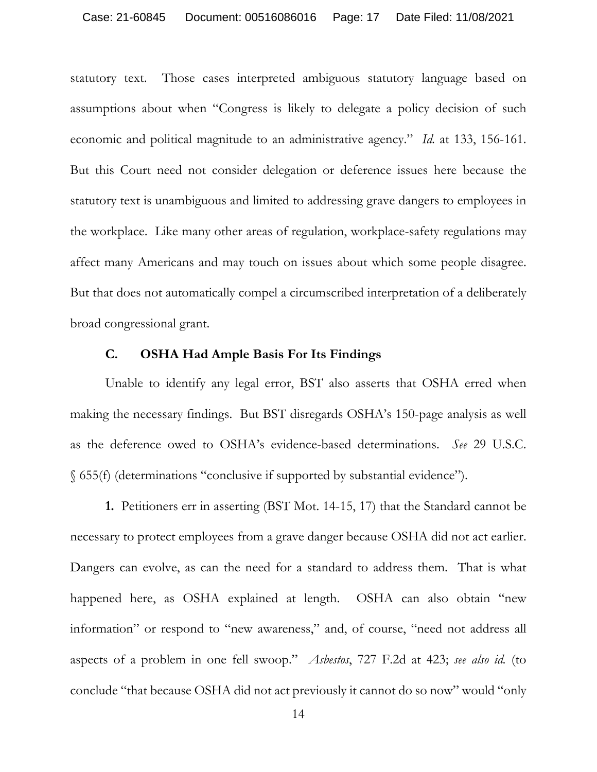statutory text. Those cases interpreted ambiguous statutory language based on assumptions about when "Congress is likely to delegate a policy decision of such economic and political magnitude to an administrative agency." *Id.* at 133, 156-161. But this Court need not consider delegation or deference issues here because the statutory text is unambiguous and limited to addressing grave dangers to employees in the workplace. Like many other areas of regulation, workplace-safety regulations may affect many Americans and may touch on issues about which some people disagree. But that does not automatically compel a circumscribed interpretation of a deliberately broad congressional grant.

### C. OSHA Had Ample Basis For Its Findings

Unable to identify any legal error, BST also asserts that OSHA erred when making the necessary findings. But BST disregards OSHA's 150-page analysis as well as the deference owed to OSHA's evidence-based determinations. *See* 29 U.S.C. § 655(f) (determinations "conclusive if supported by substantial evidence").

**1.** Petitioners err in asserting (BST Mot. 14-15, 17) that the Standard cannot be necessary to protect employees from a grave danger because OSHA did not act earlier. Dangers can evolve, as can the need for a standard to address them. That is what happened here, as OSHA explained at length. OSHA can also obtain "new information" or respond to "new awareness," and, of course, "need not address all aspects of a problem in one fell swoop." *Asbestos*, 727 F.2d at 423; *see also id.* (to conclude "that because OSHA did not act previously it cannot do so now" would "only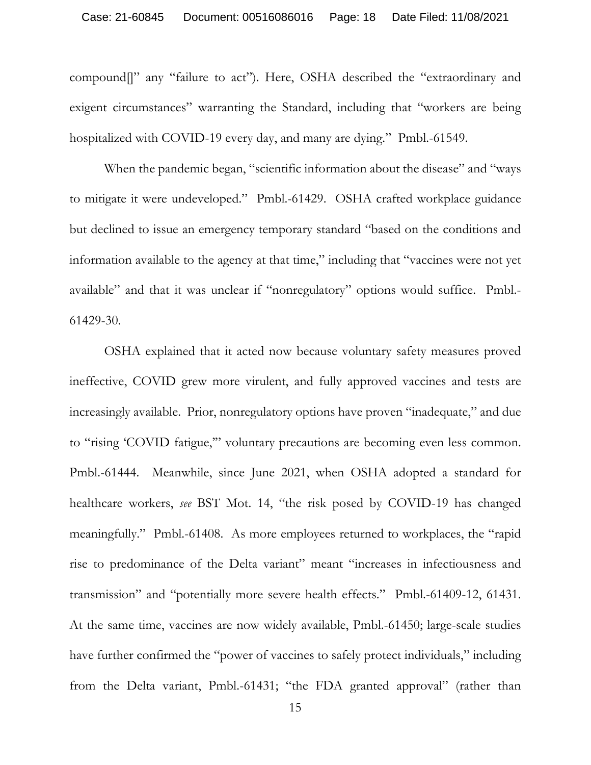compound[]" any "failure to act"). Here, OSHA described the "extraordinary and exigent circumstances" warranting the Standard, including that "workers are being hospitalized with COVID-19 every day, and many are dying." Pmbl.-61549.

When the pandemic began, "scientific information about the disease" and "ways to mitigate it were undeveloped." Pmbl.-61429. OSHA crafted workplace guidance but declined to issue an emergency temporary standard "based on the conditions and information available to the agency at that time," including that "vaccines were not yet available" and that it was unclear if "nonregulatory" options would suffice. Pmbl.-61429-30.

OSHA explained that it acted now because voluntary safety measures proved ineffective, COVID grew more virulent, and fully approved vaccines and tests are increasingly available. Prior, nonregulatory options have proven "inadequate," and due to "rising 'COVID fatigue,'" voluntary precautions are becoming even less common. Pmbl.-61444. Meanwhile, since June 2021, when OSHA adopted a standard for healthcare workers, *see* BST Mot. 14, "the risk posed by COVID-19 has changed meaningfully." Pmbl.-61408. As more employees returned to workplaces, the "rapid rise to predominance of the Delta variant" meant "increases in infectiousness and transmission" and "potentially more severe health effects." Pmbl.-61409-12, 61431. At the same time, vaccines are now widely available, Pmbl.-61450; large-scale studies have further confirmed the "power of vaccines to safely protect individuals," including from the Delta variant, Pmbl.-61431; "the FDA granted approval" (rather than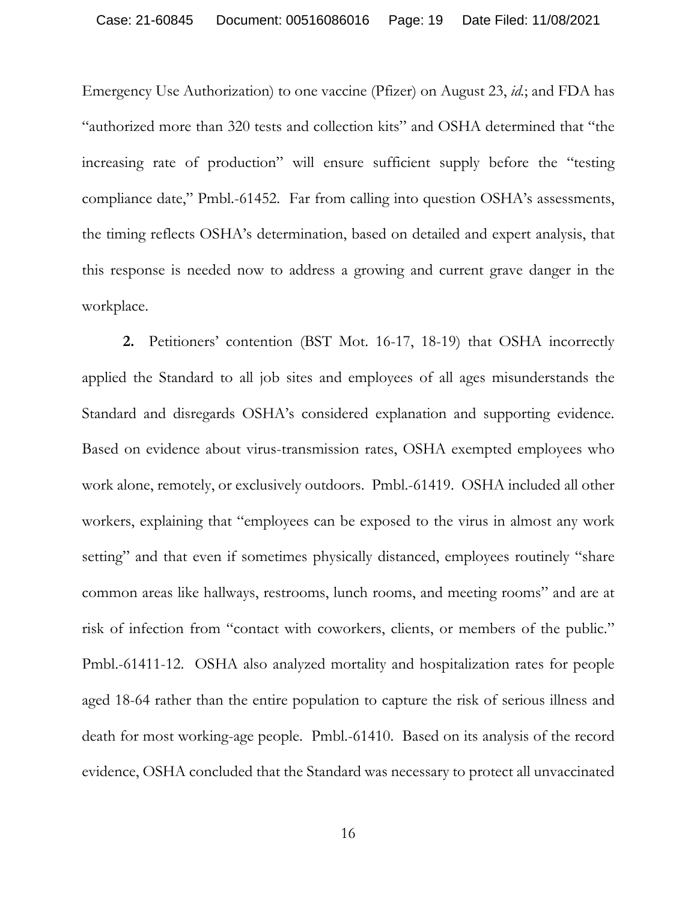Emergency Use Authorization) to one vaccine (Pfizer) on August 23, *id.*; and FDA has "authorized more than 320 tests and collection kits" and OSHA determined that "the increasing rate of production" will ensure sufficient supply before the "testing compliance date," Pmbl.-61452. Far from calling into question OSHA's assessments, the timing reflects OSHA's determination, based on detailed and expert analysis, that this response is needed now to address a growing and current grave danger in the workplace.

**2.** Petitioners' contention (BST Mot. 16-17, 18-19) that OSHA incorrectly applied the Standard to all job sites and employees of all ages misunderstands the Standard and disregards OSHA's considered explanation and supporting evidence. Based on evidence about virus-transmission rates, OSHA exempted employees who work alone, remotely, or exclusively outdoors. Pmbl.-61419. OSHA included all other workers, explaining that "employees can be exposed to the virus in almost any work setting" and that even if sometimes physically distanced, employees routinely "share common areas like hallways, restrooms, lunch rooms, and meeting rooms" and are at risk of infection from "contact with coworkers, clients, or members of the public." Pmbl.-61411-12. OSHA also analyzed mortality and hospitalization rates for people aged 18-64 rather than the entire population to capture the risk of serious illness and death for most working-age people. Pmbl.-61410. Based on its analysis of the record evidence, OSHA concluded that the Standard was necessary to protect all unvaccinated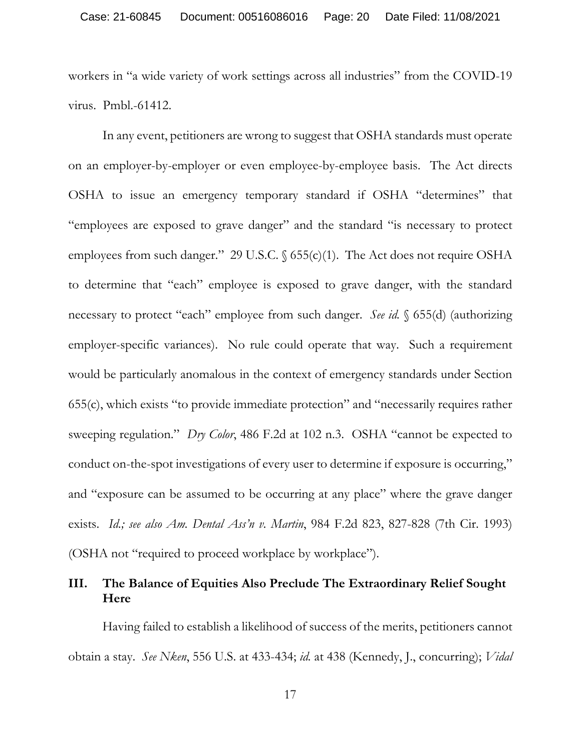workers in "a wide variety of work settings across all industries" from the COVID-19 virus. Pmbl.-61412.

In any event, petitioners are wrong to suggest that OSHA standards must operate on an employer-by-employer or even employee-by-employee basis. The Act directs OSHA to issue an emergency temporary standard if OSHA "determines" that "employees are exposed to grave danger" and the standard "is necessary to protect employees from such danger." 29 U.S.C. § 655(c)(1). The Act does not require OSHA to determine that "each" employee is exposed to grave danger, with the standard necessary to protect "each" employee from such danger. *See id.* § 655(d) (authorizing employer-specific variances). No rule could operate that way. Such a requirement would be particularly anomalous in the context of emergency standards under Section 655(c), which exists "to provide immediate protection" and "necessarily requires rather sweeping regulation." *Dry Color*, 486 F.2d at 102 n.3. OSHA "cannot be expected to conduct on-the-spot investigations of every user to determine if exposure is occurring," and "exposure can be assumed to be occurring at any place" where the grave danger exists. *Id.; see also Am. Dental Ass'n v. Martin*, 984 F.2d 823, 827-828 (7th Cir. 1993) (OSHA not "required to proceed workplace by workplace").

## III. The Balance of Equities Also Preclude The Extraordinary Relief Sought Here

Having failed to establish a likelihood of success of the merits, petitioners cannot obtain a stay. *See Nken*, 556 U.S. at 433-434; *id.* at 438 (Kennedy, J., concurring); *Vidal*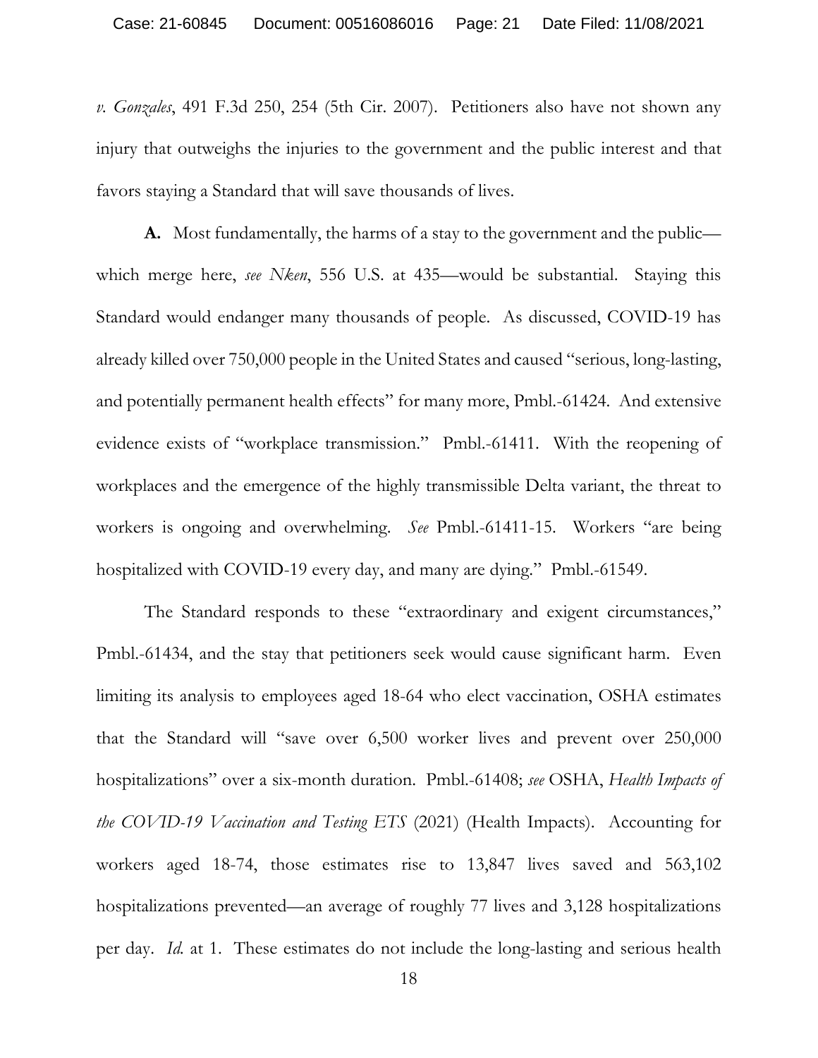*v. Gonzales*, 491 F.3d 250, 254 (5th Cir. 2007). Petitioners also have not shown any injury that outweighs the injuries to the government and the public interest and that favors staying a Standard that will save thousands of lives.

**A.** Most fundamentally, the harms of a stay to the government and the public—which merge here, *see Nken*, 556 U.S. at 435—would be substantial. Staying this Standard would endanger many thousands of people. As discussed, COVID-19 has already killed over 750,000 people in the United States and caused "serious, long-lasting, and potentially permanent health effects" for many more, Pmbl.-61424. And extensive evidence exists of "workplace transmission." Pmbl.-61411. With the reopening of workplaces and the emergence of the highly transmissible Delta variant, the threat to workers is ongoing and overwhelming. *See* Pmbl.-61411-15. Workers "are being hospitalized with COVID-19 every day, and many are dying." Pmbl.-61549.

The Standard responds to these "extraordinary and exigent circumstances," Pmbl.-61434, and the stay that petitioners seek would cause significant harm. Even limiting its analysis to employees aged 18-64 who elect vaccination, OSHA estimates that the Standard will "save over 6,500 worker lives and prevent over 250,000 hospitalizations" over a six-month duration. Pmbl.-61408; *see* OSHA, *Health Impacts of the COVID-19 Vaccination and Testing ETS* (2021) (Health Impacts). Accounting for workers aged 18-74, those estimates rise to 13,847 lives saved and 563,102 hospitalizations prevented—an average of roughly 77 lives and 3,128 hospitalizations per day. *Id.* at 1. These estimates do not include the long-lasting and serious health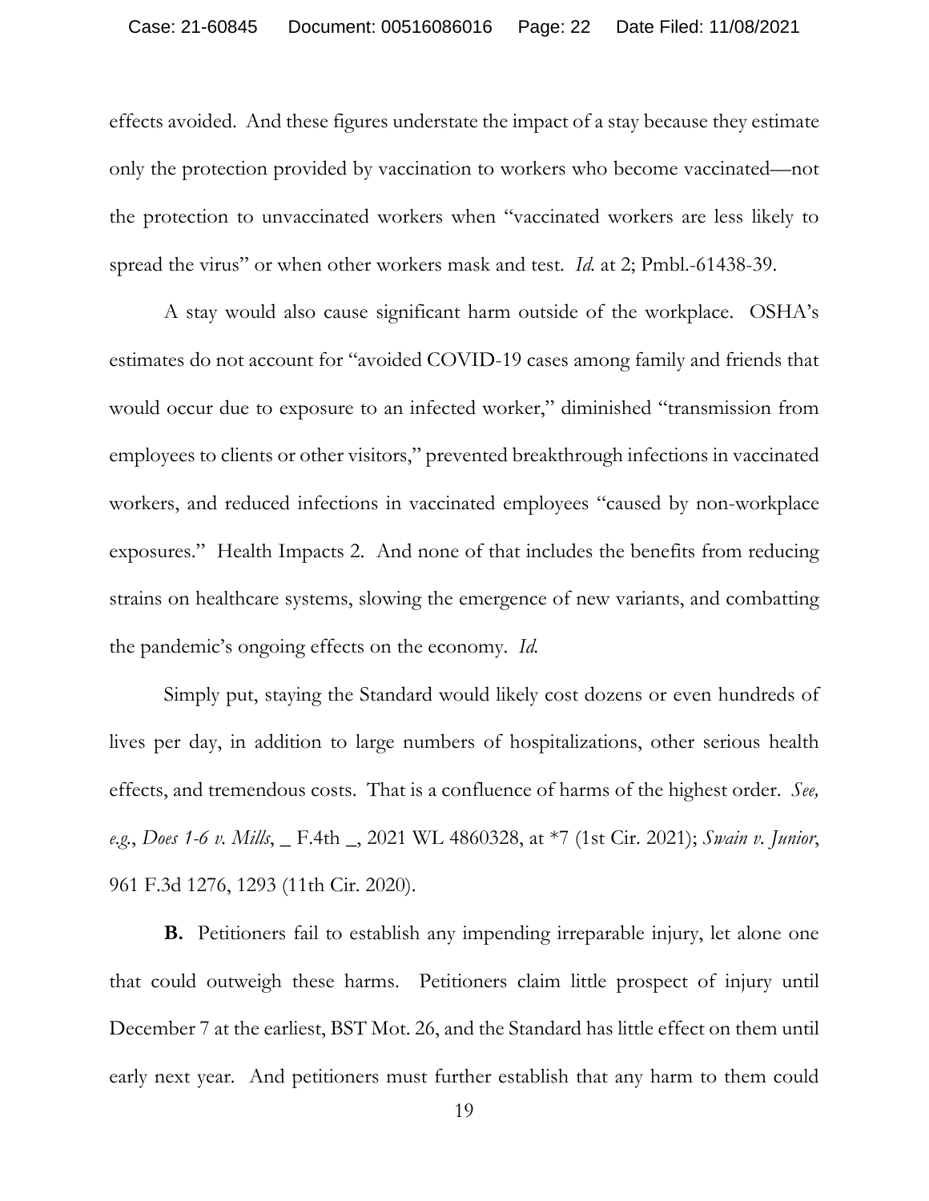effects avoided. And these figures understate the impact of a stay because they estimate only the protection provided by vaccination to workers who become vaccinated—not the protection to unvaccinated workers when "vaccinated workers are less likely to spread the virus" or when other workers mask and test. *Id.* at 2; Pmbl.-61438-39.

A stay would also cause significant harm outside of the workplace. OSHA's estimates do not account for "avoided COVID-19 cases among family and friends that would occur due to exposure to an infected worker," diminished "transmission from employees to clients or other visitors," prevented breakthrough infections in vaccinated workers, and reduced infections in vaccinated employees "caused by non-workplace exposures." Health Impacts 2. And none of that includes the benefits from reducing strains on healthcare systems, slowing the emergence of new variants, and combatting the pandemic's ongoing effects on the economy. *Id.*

Simply put, staying the Standard would likely cost dozens or even hundreds of lives per day, in addition to large numbers of hospitalizations, other serious health effects, and tremendous costs. That is a confluence of harms of the highest order. *See, e.g.*, *Does 1-6 v. Mills*, _ F.4th _, 2021 WL 4860328, at *7 (1st Cir. 2021); *Swain v. Junior*, 961 F.3d 1276, 1293 (11th Cir. 2020).

**B.** Petitioners fail to establish any impending irreparable injury, let alone one that could outweigh these harms. Petitioners claim little prospect of injury until December 7 at the earliest, BST Mot. 26, and the Standard has little effect on them until early next year. And petitioners must further establish that any harm to them could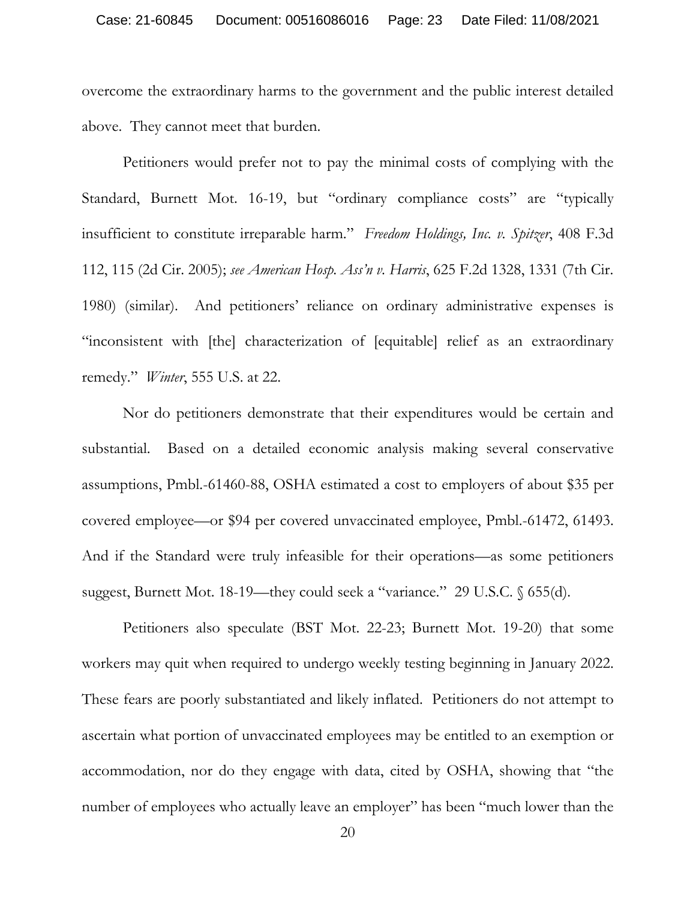overcome the extraordinary harms to the government and the public interest detailed above. They cannot meet that burden.

Petitioners would prefer not to pay the minimal costs of complying with the Standard, Burnett Mot. 16-19, but "ordinary compliance costs" are "typically insufficient to constitute irreparable harm." *Freedom Holdings, Inc. v. Spitzer*, 408 F.3d 112, 115 (2d Cir. 2005); *see American Hosp. Ass'n v. Harris*, 625 F.2d 1328, 1331 (7th Cir. 1980) (similar). And petitioners' reliance on ordinary administrative expenses is "inconsistent with [the] characterization of [equitable] relief as an extraordinary remedy." *Winter*, 555 U.S. at 22.

Nor do petitioners demonstrate that their expenditures would be certain and substantial. Based on a detailed economic analysis making several conservative assumptions, Pmbl.-61460-88, OSHA estimated a cost to employers of about $35 per covered employee—or $94 per covered unvaccinated employee, Pmbl.-61472, 61493. And if the Standard were truly infeasible for their operations—as some petitioners suggest, Burnett Mot. 18-19—they could seek a "variance." 29 U.S.C. § 655(d).

Petitioners also speculate (BST Mot. 22-23; Burnett Mot. 19-20) that some workers may quit when required to undergo weekly testing beginning in January 2022. These fears are poorly substantiated and likely inflated. Petitioners do not attempt to ascertain what portion of unvaccinated employees may be entitled to an exemption or accommodation, nor do they engage with data, cited by OSHA, showing that "the number of employees who actually leave an employer" has been "much lower than the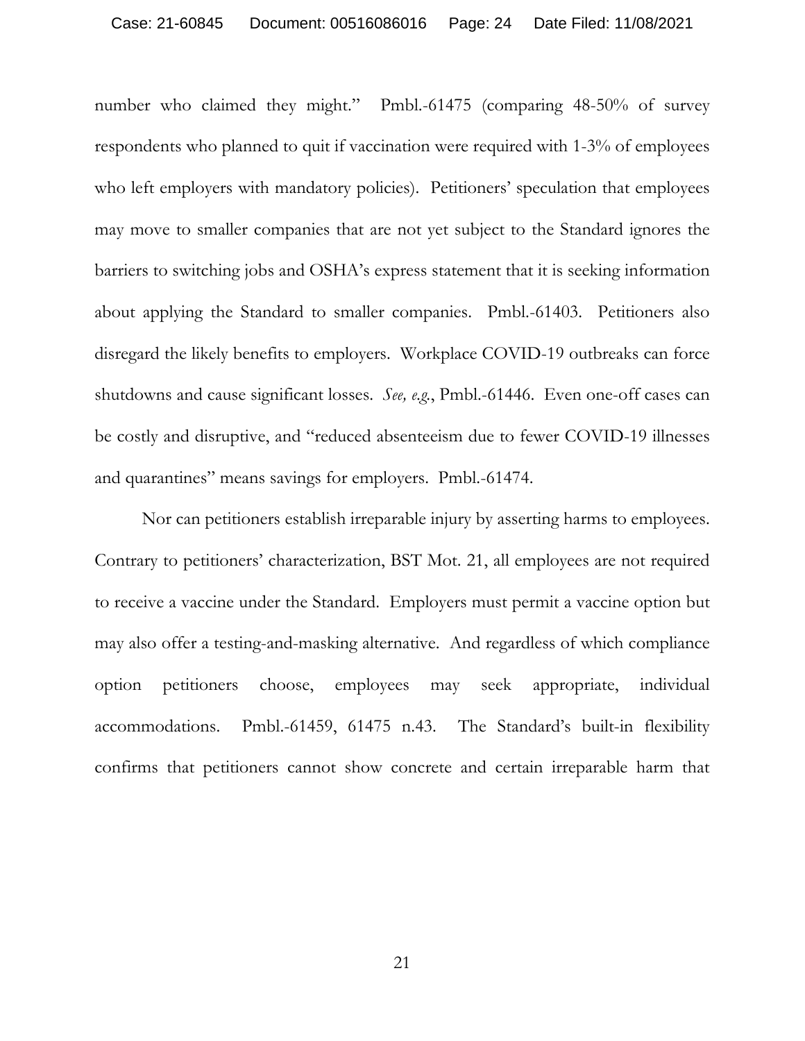number who claimed they might." Pmbl.-61475 (comparing 48-50% of survey respondents who planned to quit if vaccination were required with 1-3% of employees who left employers with mandatory policies). Petitioners' speculation that employees may move to smaller companies that are not yet subject to the Standard ignores the barriers to switching jobs and OSHA's express statement that it is seeking information about applying the Standard to smaller companies. Pmbl.-61403. Petitioners also disregard the likely benefits to employers. Workplace COVID-19 outbreaks can force shutdowns and cause significant losses. *See, e.g.*, Pmbl.-61446. Even one-off cases can be costly and disruptive, and "reduced absenteeism due to fewer COVID-19 illnesses and quarantines" means savings for employers. Pmbl.-61474.

Nor can petitioners establish irreparable injury by asserting harms to employees. Contrary to petitioners' characterization, BST Mot. 21, all employees are not required to receive a vaccine under the Standard. Employers must permit a vaccine option but may also offer a testing-and-masking alternative. And regardless of which compliance option petitioners choose, employees may seek appropriate, individual accommodations. Pmbl.-61459, 61475 n.43. The Standard's built-in flexibility confirms that petitioners cannot show concrete and certain irreparable harm that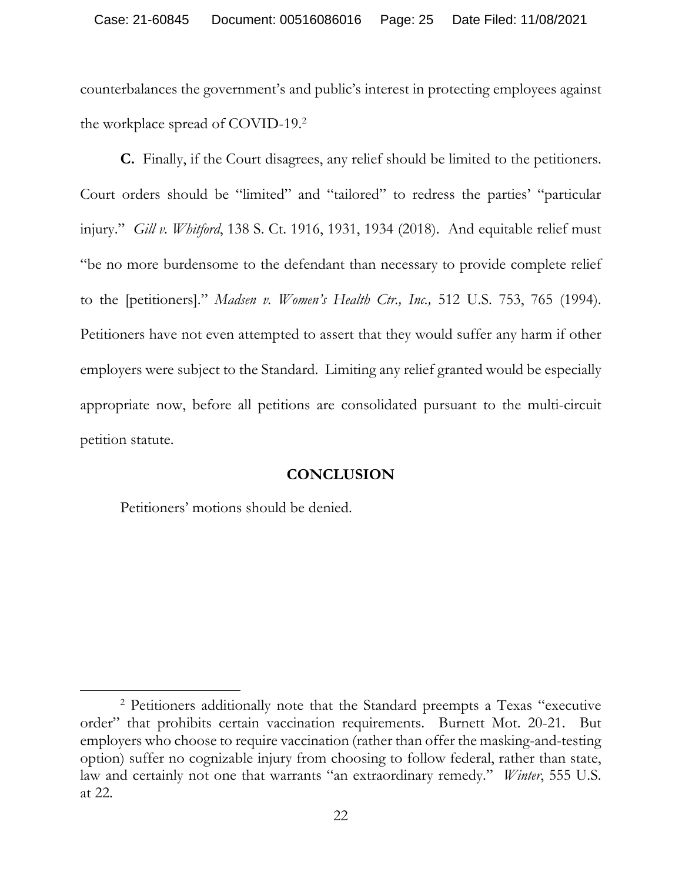counterbalances the government's and public's interest in protecting employees against the workplace spread of COVID-19.[2]

**C.** Finally, if the Court disagrees, any relief should be limited to the petitioners. Court orders should be "limited" and "tailored" to redress the parties' "particular injury." *Gill v. Whitford*, 138 S. Ct. 1916, 1931, 1934 (2018). And equitable relief must "be no more burdensome to the defendant than necessary to provide complete relief to the [petitioners]." *Madsen v. Women's Health Ctr., Inc.,* 512 U.S. 753, 765 (1994). Petitioners have not even attempted to assert that they would suffer any harm if other employers were subject to the Standard. Limiting any relief granted would be especially appropriate now, before all petitions are consolidated pursuant to the multi-circuit petition statute.

## CONCLUSION

Petitioners' motions should be denied.

---

[2] Petitioners additionally note that the Standard preempts a Texas "executive order" that prohibits certain vaccination requirements. Burnett Mot. 20-21. But employers who choose to require vaccination (rather than offer the masking-and-testing option) suffer no cognizable injury from choosing to follow federal, rather than state, law and certainly not one that warrants "an extraordinary remedy." *Winter*, 555 U.S. at 22.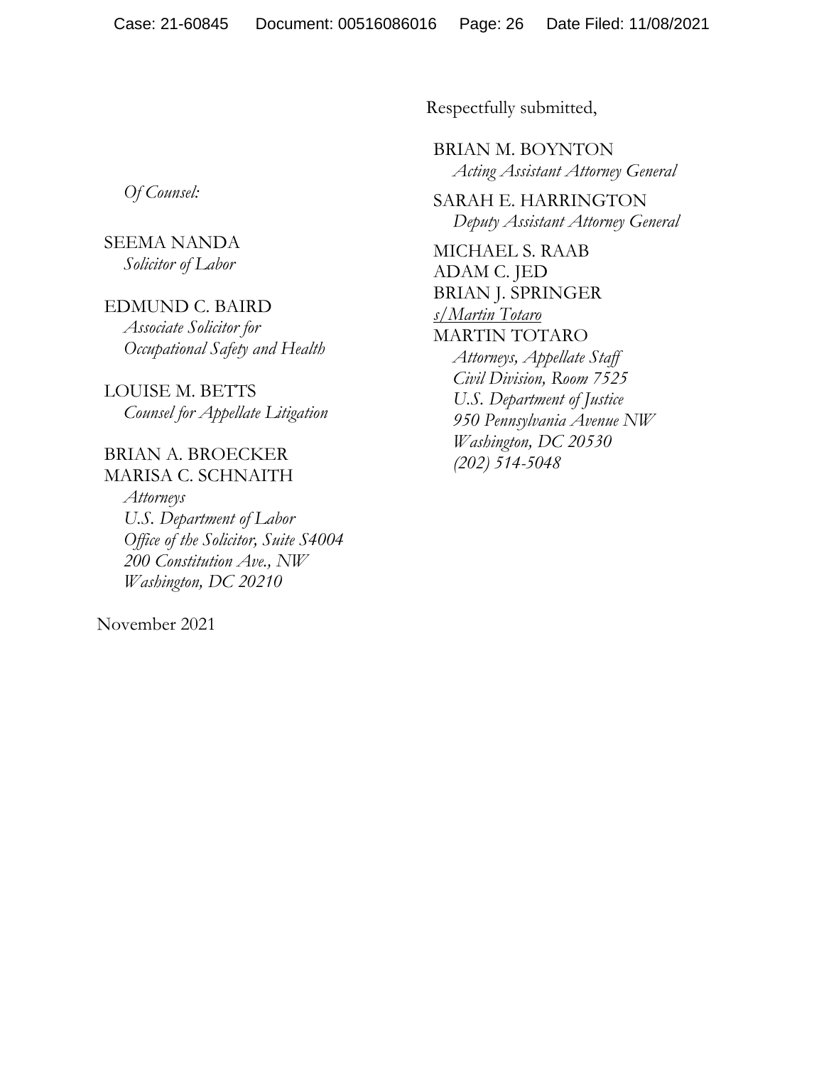Respectfully submitted,

BRIAN M. BOYNTON
*Acting Assistant Attorney General*

SARAH E. HARRINGTON
*Deputy Assistant Attorney General*

MICHAEL S. RAAB
ADAM C. JED
BRIAN J. SPRINGER
s/Martin Totaro
MARTIN TOTARO
*Attorneys, Appellate Staff*
*Civil Division, Room 7525*
*U.S. Department of Justice*
*950 Pennsylvania Avenue NW*
*Washington, DC 20530*
*(202) 514-5048*

*Of Counsel:*

SEEMA NANDA
*Solicitor of Labor*

EDMUND C. BAIRD
*Associate Solicitor for*
*Occupational Safety and Health*

LOUISE M. BETTS
*Counsel for Appellate Litigation*

BRIAN A. BROECKER
MARISA C. SCHNAITH
*Attorneys*
*U.S. Department of Labor*
*Office of the Solicitor, Suite S4004*
*200 Constitution Ave., NW*
*Washington, DC 20210*

November 2021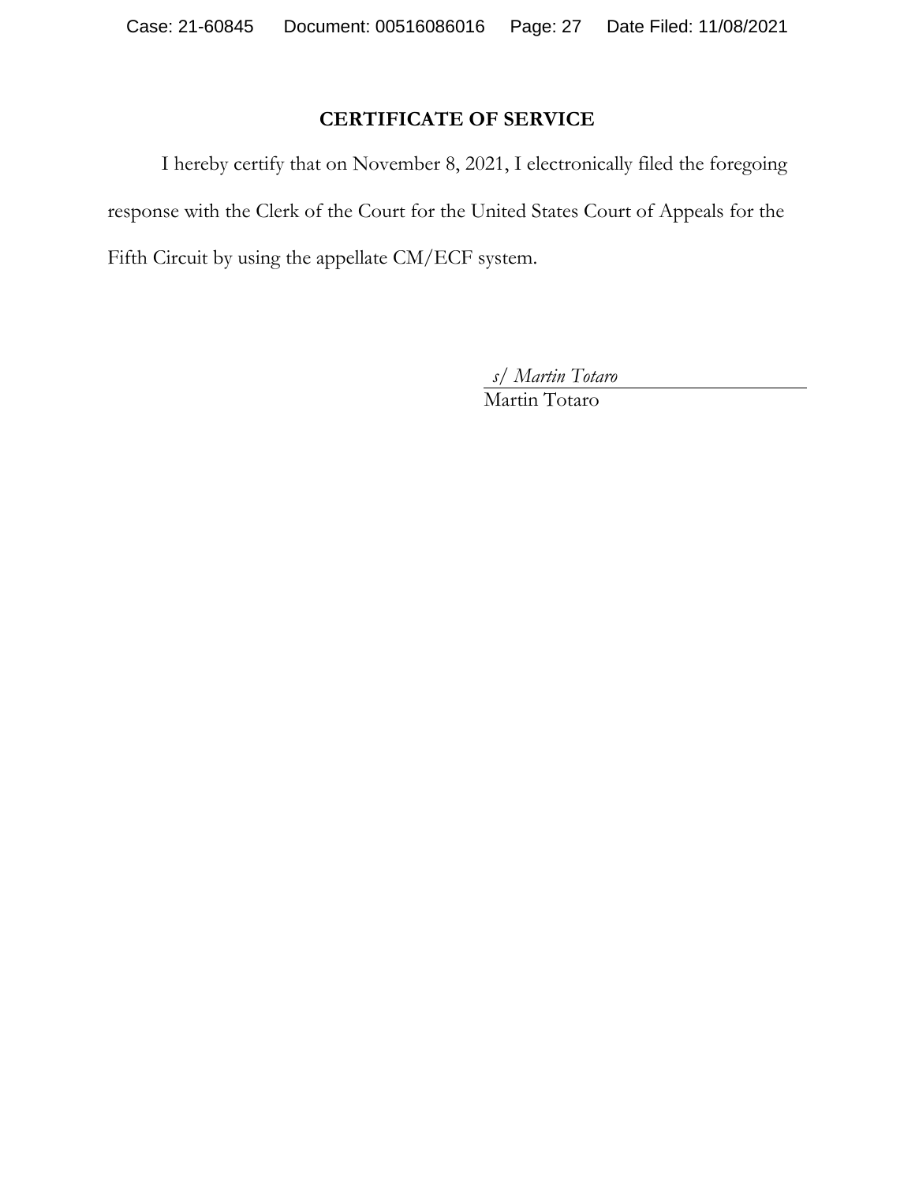## CERTIFICATE OF SERVICE

I hereby certify that on November 8, 2021, I electronically filed the foregoing response with the Clerk of the Court for the United States Court of Appeals for the Fifth Circuit by using the appellate CM/ECF system.

*s/ Martin Totaro*
Martin Totaro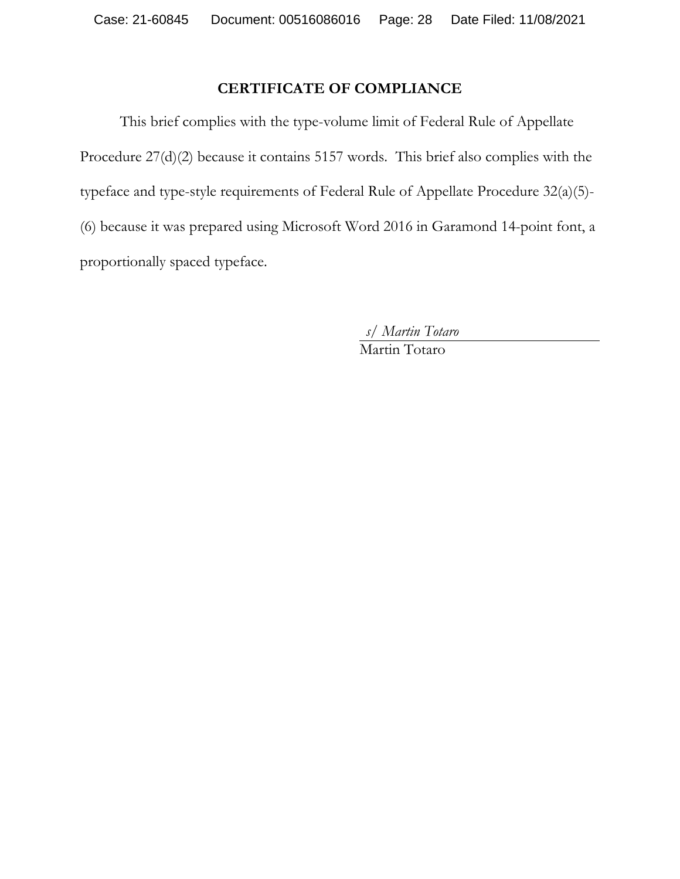## CERTIFICATE OF COMPLIANCE

This brief complies with the type-volume limit of Federal Rule of Appellate Procedure 27(d)(2) because it contains 5157 words. This brief also complies with the typeface and type-style requirements of Federal Rule of Appellate Procedure 32(a)(5)-(6) because it was prepared using Microsoft Word 2016 in Garamond 14-point font, a proportionally spaced typeface.

*s/ Martin Totaro*
Martin Totaro